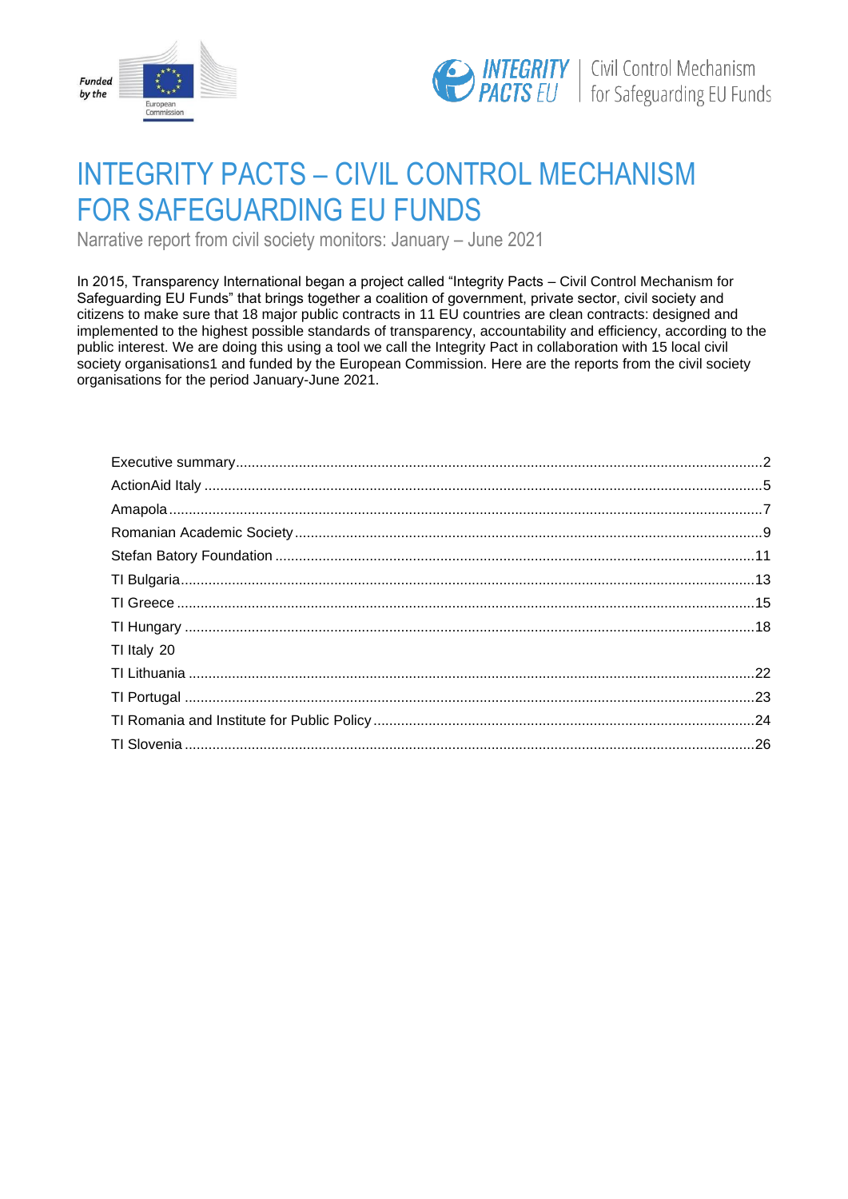Funded by the European Commission

INTEGRITY PACTS EU | Civil Control Mechanism for Safeguarding EU Funds

# INTEGRITY PACTS – CIVIL CONTROL MECHANISM FOR SAFEGUARDING EU FUNDS

Narrative report from civil society monitors: January – June 2021

In 2015, Transparency International began a project called "Integrity Pacts – Civil Control Mechanism for Safeguarding EU Funds" that brings together a coalition of government, private sector, civil society and citizens to make sure that 18 major public contracts in 11 EU countries are clean contracts: designed and implemented to the highest possible standards of transparency, accountability and efficiency, according to the public interest. We are doing this using a tool we call the Integrity Pact in collaboration with 15 local civil society organisations[1] and funded by the European Commission. Here are the reports from the civil society organisations for the period January-June 2021.

| | |
|---|---|
| Executive summary | 2 |
| ActionAid Italy | 5 |
| Amapola | 7 |
| Romanian Academic Society | 9 |
| Stefan Batory Foundation | 11 |
| TI Bulgaria | 13 |
| TI Greece | 15 |
| TI Hungary | 18 |
| TI Italy | 20 |
| TI Lithuania | 22 |
| TI Portugal | 23 |
| TI Romania and Institute for Public Policy | 24 |
| TI Slovenia | 26 |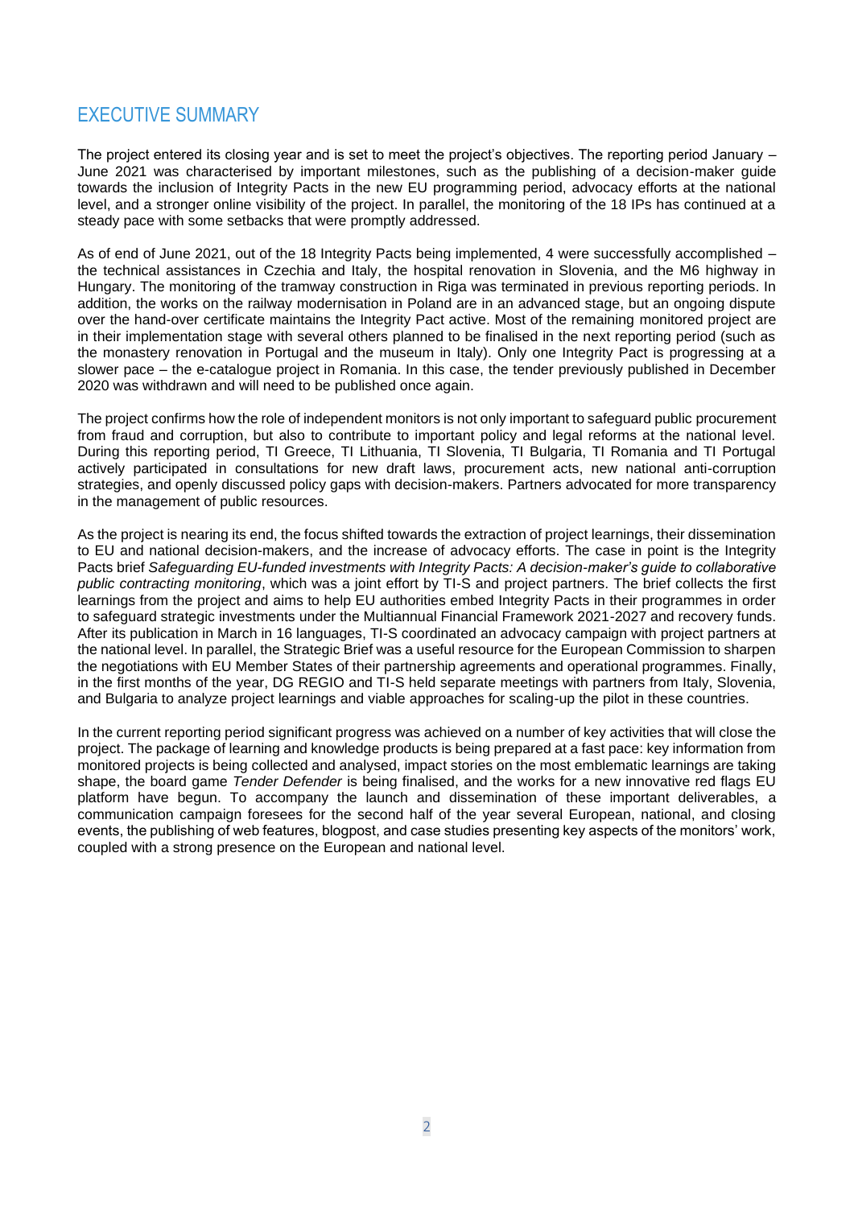# EXECUTIVE SUMMARY

The project entered its closing year and is set to meet the project's objectives. The reporting period January – June 2021 was characterised by important milestones, such as the publishing of a decision-maker guide towards the inclusion of Integrity Pacts in the new EU programming period, advocacy efforts at the national level, and a stronger online visibility of the project. In parallel, the monitoring of the 18 IPs has continued at a steady pace with some setbacks that were promptly addressed.

As of end of June 2021, out of the 18 Integrity Pacts being implemented, 4 were successfully accomplished – the technical assistances in Czechia and Italy, the hospital renovation in Slovenia, and the M6 highway in Hungary. The monitoring of the tramway construction in Riga was terminated in previous reporting periods. In addition, the works on the railway modernisation in Poland are in an advanced stage, but an ongoing dispute over the hand-over certificate maintains the Integrity Pact active. Most of the remaining monitored project are in their implementation stage with several others planned to be finalised in the next reporting period (such as the monastery renovation in Portugal and the museum in Italy). Only one Integrity Pact is progressing at a slower pace – the e-catalogue project in Romania. In this case, the tender previously published in December 2020 was withdrawn and will need to be published once again.

The project confirms how the role of independent monitors is not only important to safeguard public procurement from fraud and corruption, but also to contribute to important policy and legal reforms at the national level. During this reporting period, TI Greece, TI Lithuania, TI Slovenia, TI Bulgaria, TI Romania and TI Portugal actively participated in consultations for new draft laws, procurement acts, new national anti-corruption strategies, and openly discussed policy gaps with decision-makers. Partners advocated for more transparency in the management of public resources.

As the project is nearing its end, the focus shifted towards the extraction of project learnings, their dissemination to EU and national decision-makers, and the increase of advocacy efforts. The case in point is the Integrity Pacts brief *Safeguarding EU-funded investments with Integrity Pacts: A decision-maker's guide to collaborative public contracting monitoring*, which was a joint effort by TI-S and project partners. The brief collects the first learnings from the project and aims to help EU authorities embed Integrity Pacts in their programmes in order to safeguard strategic investments under the Multiannual Financial Framework 2021-2027 and recovery funds. After its publication in March in 16 languages, TI-S coordinated an advocacy campaign with project partners at the national level. In parallel, the Strategic Brief was a useful resource for the European Commission to sharpen the negotiations with EU Member States of their partnership agreements and operational programmes. Finally, in the first months of the year, DG REGIO and TI-S held separate meetings with partners from Italy, Slovenia, and Bulgaria to analyze project learnings and viable approaches for scaling-up the pilot in these countries.

In the current reporting period significant progress was achieved on a number of key activities that will close the project. The package of learning and knowledge products is being prepared at a fast pace: key information from monitored projects is being collected and analysed, impact stories on the most emblematic learnings are taking shape, the board game *Tender Defender* is being finalised, and the works for a new innovative red flags EU platform have begun. To accompany the launch and dissemination of these important deliverables, a communication campaign foresees for the second half of the year several European, national, and closing events, the publishing of web features, blogpost, and case studies presenting key aspects of the monitors' work, coupled with a strong presence on the European and national level.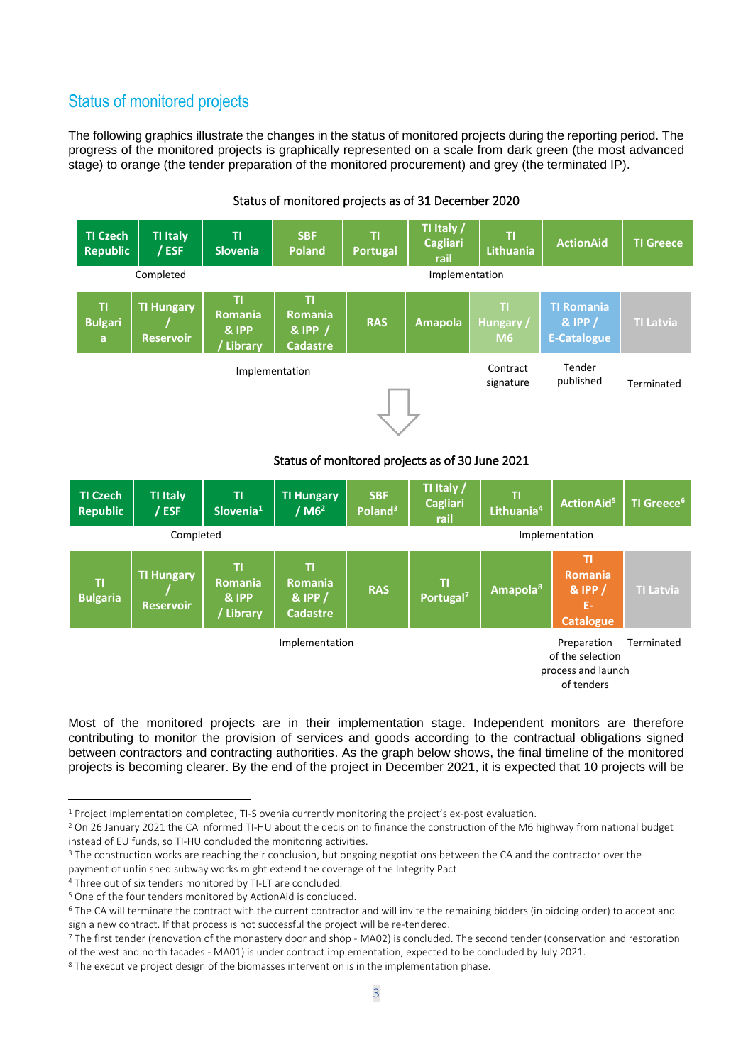## Status of monitored projects

The following graphics illustrate the changes in the status of monitored projects during the reporting period. The progress of the monitored projects is graphically represented on a scale from dark green (the most advanced stage) to orange (the tender preparation of the monitored procurement) and grey (the terminated IP).

**Status of monitored projects as of 31 December 2020**

| Status | Projects |
|---|---|
| Completed | TI Czech Republic, TI Italy / ESF |
| Implementation | TI Slovenia, SBF Poland, TI Portugal, TI Italy / Cagliari rail, TI Lithuania, ActionAid, TI Greece, TI Bulgaria, TI Hungary / Reservoir, TI Romania & IPP / Library, TI Romania & IPP / Cadastre, RAS, Amapola |
| Contract signature | TI Hungary / M6 |
| Tender published | TI Romania & IPP / E-Catalogue |
| Terminated | TI Latvia |

**Status of monitored projects as of 30 June 2021**

| Status | Projects |
|---|---|
| Completed | TI Czech Republic, TI Italy / ESF, TI Slovenia[1], TI Hungary / M6[2] |
| Implementation | SBF Poland[3], TI Italy / Cagliari rail, TI Lithuania[4], ActionAid[5], TI Greece[6], TI Bulgaria, TI Hungary / Reservoir, TI Romania & IPP / Library, TI Romania & IPP / Cadastre, RAS, TI Portugal[7], Amapola[8] |
| Preparation of the selection process and launch of tenders | TI Romania & IPP / E-Catalogue |
| Terminated | TI Latvia |

Most of the monitored projects are in their implementation stage. Independent monitors are therefore contributing to monitor the provision of services and goods according to the contractual obligations signed between contractors and contracting authorities. As the graph below shows, the final timeline of the monitored projects is becoming clearer. By the end of the project in December 2021, it is expected that 10 projects will be

---

[1] Project implementation completed, TI-Slovenia currently monitoring the project's ex-post evaluation.

[2] On 26 January 2021 the CA informed TI-HU about the decision to finance the construction of the M6 highway from national budget instead of EU funds, so TI-HU concluded the monitoring activities.

[3] The construction works are reaching their conclusion, but ongoing negotiations between the CA and the contractor over the payment of unfinished subway works might extend the coverage of the Integrity Pact.

[4] Three out of six tenders monitored by TI-LT are concluded.

[5] One of the four tenders monitored by ActionAid is concluded.

[6] The CA will terminate the contract with the current contractor and will invite the remaining bidders (in bidding order) to accept and sign a new contract. If that process is not successful the project will be re-tendered.

[7] The first tender (renovation of the monastery door and shop - MA02) is concluded. The second tender (conservation and restoration of the west and north facades - MA01) is under contract implementation, expected to be concluded by July 2021.

[8] The executive project design of the biomasses intervention is in the implementation phase.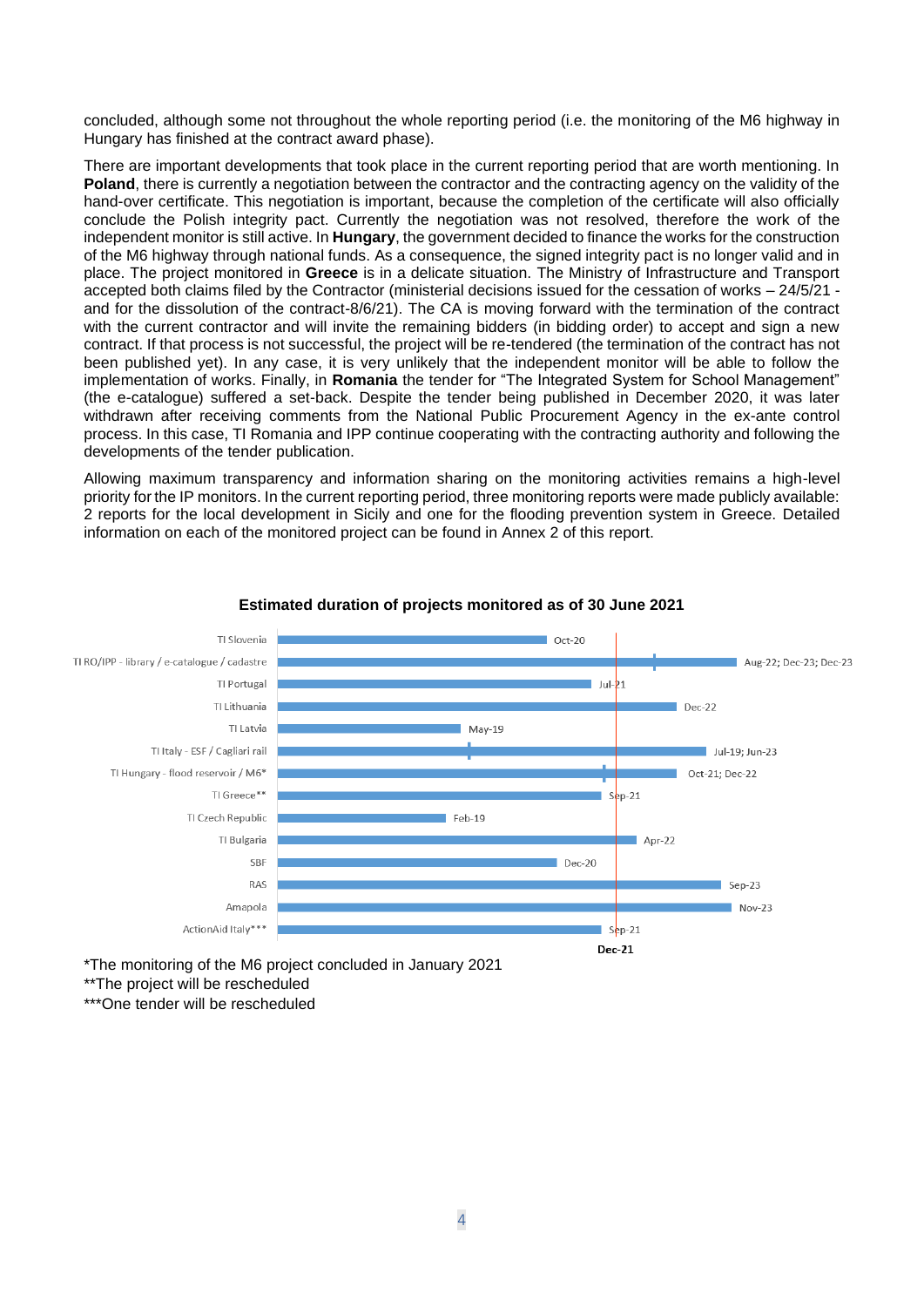concluded, although some not throughout the whole reporting period (i.e. the monitoring of the M6 highway in Hungary has finished at the contract award phase).

There are important developments that took place in the current reporting period that are worth mentioning. In **Poland**, there is currently a negotiation between the contractor and the contracting agency on the validity of the hand-over certificate. This negotiation is important, because the completion of the certificate will also officially conclude the Polish integrity pact. Currently the negotiation was not resolved, therefore the work of the independent monitor is still active. In **Hungary**, the government decided to finance the works for the construction of the M6 highway through national funds. As a consequence, the signed integrity pact is no longer valid and in place. The project monitored in **Greece** is in a delicate situation. The Ministry of Infrastructure and Transport accepted both claims filed by the Contractor (ministerial decisions issued for the cessation of works – 24/5/21 - and for the dissolution of the contract-8/6/21). The CA is moving forward with the termination of the contract with the current contractor and will invite the remaining bidders (in bidding order) to accept and sign a new contract. If that process is not successful, the project will be re-tendered (the termination of the contract has not been published yet). In any case, it is very unlikely that the independent monitor will be able to follow the implementation of works. Finally, in **Romania** the tender for "The Integrated System for School Management" (the e-catalogue) suffered a set-back. Despite the tender being published in December 2020, it was later withdrawn after receiving comments from the National Public Procurement Agency in the ex-ante control process. In this case, TI Romania and IPP continue cooperating with the contracting authority and following the developments of the tender publication.

Allowing maximum transparency and information sharing on the monitoring activities remains a high-level priority for the IP monitors. In the current reporting period, three monitoring reports were made publicly available: 2 reports for the local development in Sicily and one for the flooding prevention system in Greece. Detailed information on each of the monitored project can be found in Annex 2 of this report.

**Estimated duration of projects monitored as of 30 June 2021**

| Project | Estimated end |
|---|---|
| TI Slovenia | Oct-20 |
| TI RO/IPP - library / e-catalogue / cadastre | Aug-22; Dec-23; Dec-23 |
| TI Portugal | Jul-21 |
| TI Lithuania | Dec-22 |
| TI Latvia | May-19 |
| TI Italy - ESF / Cagliari rail | Jul-19; Jun-23 |
| TI Hungary - flood reservoir / M6* | Oct-21; Dec-22 |
| TI Greece** | Sep-21 |
| TI Czech Republic | Feb-19 |
| TI Bulgaria | Apr-22 |
| SBF | Dec-20 |
| RAS | Sep-23 |
| Amapola | Nov-23 |
| ActionAid Italy*** | Sep-21 |

Reference line: Dec-21

*The monitoring of the M6 project concluded in January 2021

**The project will be rescheduled

***One tender will be rescheduled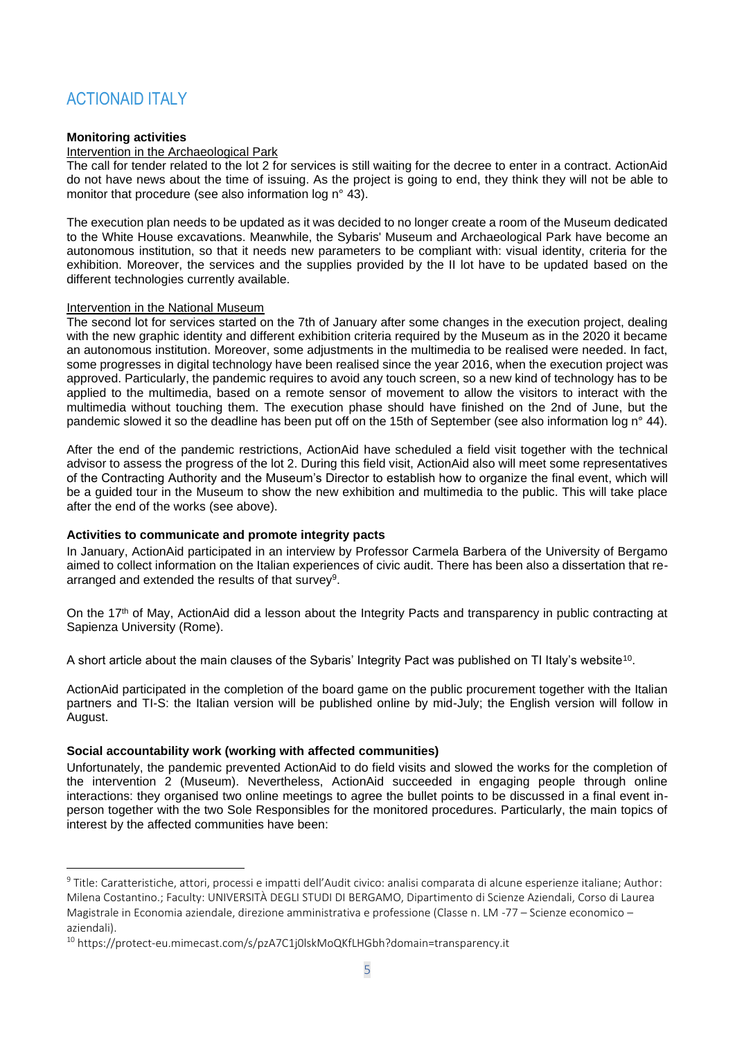## ACTIONAID ITALY

**Monitoring activities**

Intervention in the Archaeological Park

The call for tender related to the lot 2 for services is still waiting for the decree to enter in a contract. ActionAid do not have news about the time of issuing. As the project is going to end, they think they will not be able to monitor that procedure (see also information log n° 43).

The execution plan needs to be updated as it was decided to no longer create a room of the Museum dedicated to the White House excavations. Meanwhile, the Sybaris' Museum and Archaeological Park have become an autonomous institution, so that it needs new parameters to be compliant with: visual identity, criteria for the exhibition. Moreover, the services and the supplies provided by the II lot have to be updated based on the different technologies currently available.

Intervention in the National Museum

The second lot for services started on the 7th of January after some changes in the execution project, dealing with the new graphic identity and different exhibition criteria required by the Museum as in the 2020 it became an autonomous institution. Moreover, some adjustments in the multimedia to be realised were needed. In fact, some progresses in digital technology have been realised since the year 2016, when the execution project was approved. Particularly, the pandemic requires to avoid any touch screen, so a new kind of technology has to be applied to the multimedia, based on a remote sensor of movement to allow the visitors to interact with the multimedia without touching them. The execution phase should have finished on the 2nd of June, but the pandemic slowed it so the deadline has been put off on the 15th of September (see also information log n° 44).

After the end of the pandemic restrictions, ActionAid have scheduled a field visit together with the technical advisor to assess the progress of the lot 2. During this field visit, ActionAid also will meet some representatives of the Contracting Authority and the Museum's Director to establish how to organize the final event, which will be a guided tour in the Museum to show the new exhibition and multimedia to the public. This will take place after the end of the works (see above).

**Activities to communicate and promote integrity pacts**

In January, ActionAid participated in an interview by Professor Carmela Barbera of the University of Bergamo aimed to collect information on the Italian experiences of civic audit. There has been also a dissertation that re-arranged and extended the results of that survey[9].

On the 17th of May, ActionAid did a lesson about the Integrity Pacts and transparency in public contracting at Sapienza University (Rome).

A short article about the main clauses of the Sybaris' Integrity Pact was published on TI Italy's website[10].

ActionAid participated in the completion of the board game on the public procurement together with the Italian partners and TI-S: the Italian version will be published online by mid-July; the English version will follow in August.

**Social accountability work (working with affected communities)**

Unfortunately, the pandemic prevented ActionAid to do field visits and slowed the works for the completion of the intervention 2 (Museum). Nevertheless, ActionAid succeeded in engaging people through online interactions: they organised two online meetings to agree the bullet points to be discussed in a final event in-person together with the two Sole Responsibles for the monitored procedures. Particularly, the main topics of interest by the affected communities have been:

---

[9] Title: Caratteristiche, attori, processi e impatti dell'Audit civico: analisi comparata di alcune esperienze italiane; Author: Milena Costantino.; Faculty: UNIVERSITÀ DEGLI STUDI DI BERGAMO, Dipartimento di Scienze Aziendali, Corso di Laurea Magistrale in Economia aziendale, direzione amministrativa e professione (Classe n. LM -77 – Scienze economico – aziendali).

[10] https://protect-eu.mimecast.com/s/pzA7C1j0lskMoQKfLHGbh?domain=transparency.it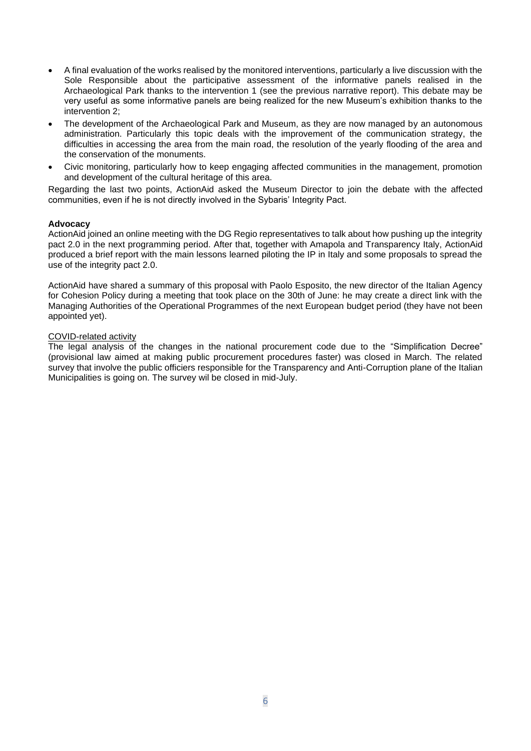- A final evaluation of the works realised by the monitored interventions, particularly a live discussion with the Sole Responsible about the participative assessment of the informative panels realised in the Archaeological Park thanks to the intervention 1 (see the previous narrative report). This debate may be very useful as some informative panels are being realized for the new Museum's exhibition thanks to the intervention 2;
- The development of the Archaeological Park and Museum, as they are now managed by an autonomous administration. Particularly this topic deals with the improvement of the communication strategy, the difficulties in accessing the area from the main road, the resolution of the yearly flooding of the area and the conservation of the monuments.
- Civic monitoring, particularly how to keep engaging affected communities in the management, promotion and development of the cultural heritage of this area.

Regarding the last two points, ActionAid asked the Museum Director to join the debate with the affected communities, even if he is not directly involved in the Sybaris' Integrity Pact.

**Advocacy**

ActionAid joined an online meeting with the DG Regio representatives to talk about how pushing up the integrity pact 2.0 in the next programming period. After that, together with Amapola and Transparency Italy, ActionAid produced a brief report with the main lessons learned piloting the IP in Italy and some proposals to spread the use of the integrity pact 2.0.

ActionAid have shared a summary of this proposal with Paolo Esposito, the new director of the Italian Agency for Cohesion Policy during a meeting that took place on the 30th of June: he may create a direct link with the Managing Authorities of the Operational Programmes of the next European budget period (they have not been appointed yet).

<u>COVID-related activity</u>

The legal analysis of the changes in the national procurement code due to the "Simplification Decree" (provisional law aimed at making public procurement procedures faster) was closed in March. The related survey that involve the public officiers responsible for the Transparency and Anti-Corruption plane of the Italian Municipalities is going on. The survey wil be closed in mid-July.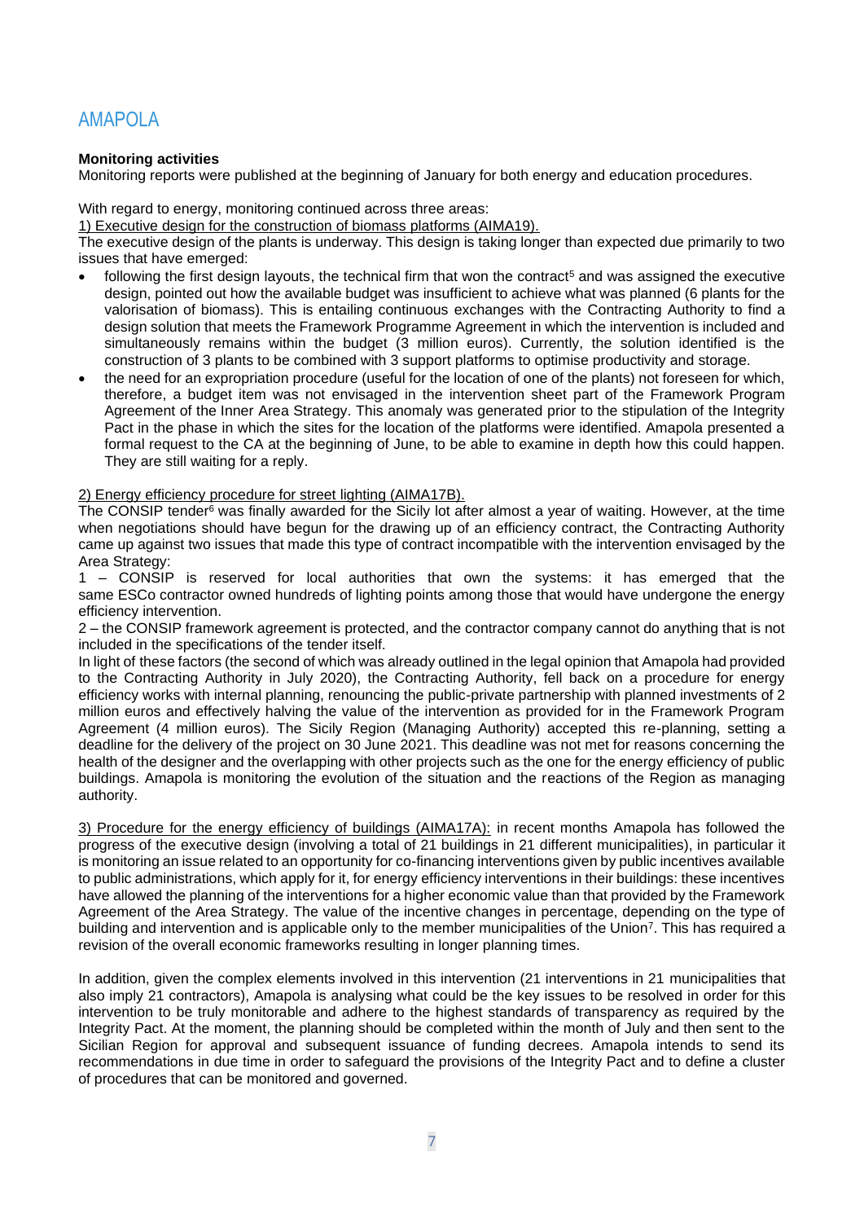# AMAPOLA

**Monitoring activities**

Monitoring reports were published at the beginning of January for both energy and education procedures.

With regard to energy, monitoring continued across three areas:

1) Executive design for the construction of biomass platforms (AIMA19).

The executive design of the plants is underway. This design is taking longer than expected due primarily to two issues that have emerged:

- following the first design layouts, the technical firm that won the contract[5] and was assigned the executive design, pointed out how the available budget was insufficient to achieve what was planned (6 plants for the valorisation of biomass). This is entailing continuous exchanges with the Contracting Authority to find a design solution that meets the Framework Programme Agreement in which the intervention is included and simultaneously remains within the budget (3 million euros). Currently, the solution identified is the construction of 3 plants to be combined with 3 support platforms to optimise productivity and storage.
- the need for an expropriation procedure (useful for the location of one of the plants) not foreseen for which, therefore, a budget item was not envisaged in the intervention sheet part of the Framework Program Agreement of the Inner Area Strategy. This anomaly was generated prior to the stipulation of the Integrity Pact in the phase in which the sites for the location of the platforms were identified. Amapola presented a formal request to the CA at the beginning of June, to be able to examine in depth how this could happen. They are still waiting for a reply.

2) Energy efficiency procedure for street lighting (AIMA17B).

The CONSIP tender[6] was finally awarded for the Sicily lot after almost a year of waiting. However, at the time when negotiations should have begun for the drawing up of an efficiency contract, the Contracting Authority came up against two issues that made this type of contract incompatible with the intervention envisaged by the Area Strategy:

1 – CONSIP is reserved for local authorities that own the systems: it has emerged that the same ESCo contractor owned hundreds of lighting points among those that would have undergone the energy efficiency intervention.

2 – the CONSIP framework agreement is protected, and the contractor company cannot do anything that is not included in the specifications of the tender itself.

In light of these factors (the second of which was already outlined in the legal opinion that Amapola had provided to the Contracting Authority in July 2020), the Contracting Authority, fell back on a procedure for energy efficiency works with internal planning, renouncing the public-private partnership with planned investments of 2 million euros and effectively halving the value of the intervention as provided for in the Framework Program Agreement (4 million euros). The Sicily Region (Managing Authority) accepted this re-planning, setting a deadline for the delivery of the project on 30 June 2021. This deadline was not met for reasons concerning the health of the designer and the overlapping with other projects such as the one for the energy efficiency of public buildings. Amapola is monitoring the evolution of the situation and the reactions of the Region as managing authority.

3) Procedure for the energy efficiency of buildings (AIMA17A): in recent months Amapola has followed the progress of the executive design (involving a total of 21 buildings in 21 different municipalities), in particular it is monitoring an issue related to an opportunity for co-financing interventions given by public incentives available to public administrations, which apply for it, for energy efficiency interventions in their buildings: these incentives have allowed the planning of the interventions for a higher economic value than that provided by the Framework Agreement of the Area Strategy. The value of the incentive changes in percentage, depending on the type of building and intervention and is applicable only to the member municipalities of the Union[7]. This has required a revision of the overall economic frameworks resulting in longer planning times.

In addition, given the complex elements involved in this intervention (21 interventions in 21 municipalities that also imply 21 contractors), Amapola is analysing what could be the key issues to be resolved in order for this intervention to be truly monitorable and adhere to the highest standards of transparency as required by the Integrity Pact. At the moment, the planning should be completed within the month of July and then sent to the Sicilian Region for approval and subsequent issuance of funding decrees. Amapola intends to send its recommendations in due time in order to safeguard the provisions of the Integrity Pact and to define a cluster of procedures that can be monitored and governed.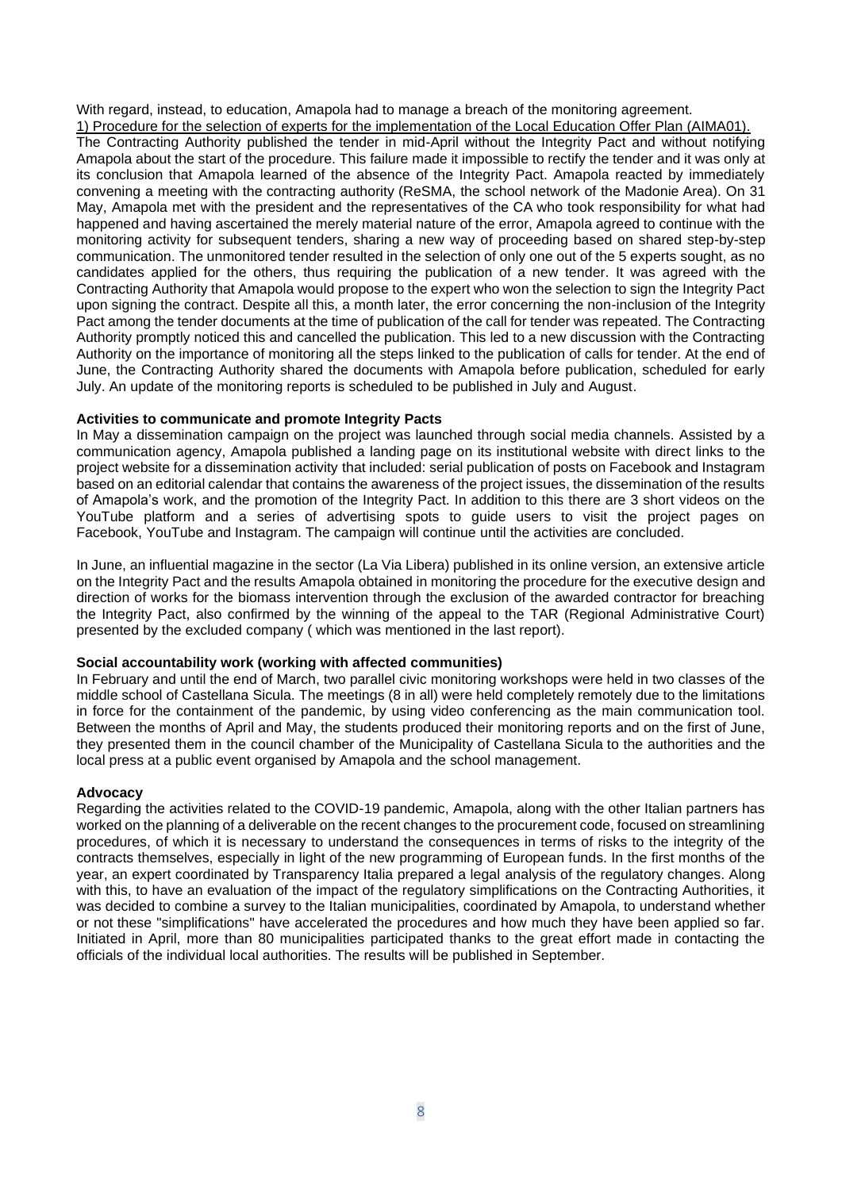With regard, instead, to education, Amapola had to manage a breach of the monitoring agreement.

1) Procedure for the selection of experts for the implementation of the Local Education Offer Plan (AIMA01).

The Contracting Authority published the tender in mid-April without the Integrity Pact and without notifying Amapola about the start of the procedure. This failure made it impossible to rectify the tender and it was only at its conclusion that Amapola learned of the absence of the Integrity Pact. Amapola reacted by immediately convening a meeting with the contracting authority (ReSMA, the school network of the Madonie Area). On 31 May, Amapola met with the president and the representatives of the CA who took responsibility for what had happened and having ascertained the merely material nature of the error, Amapola agreed to continue with the monitoring activity for subsequent tenders, sharing a new way of proceeding based on shared step-by-step communication. The unmonitored tender resulted in the selection of only one out of the 5 experts sought, as no candidates applied for the others, thus requiring the publication of a new tender. It was agreed with the Contracting Authority that Amapola would propose to the expert who won the selection to sign the Integrity Pact upon signing the contract. Despite all this, a month later, the error concerning the non-inclusion of the Integrity Pact among the tender documents at the time of publication of the call for tender was repeated. The Contracting Authority promptly noticed this and cancelled the publication. This led to a new discussion with the Contracting Authority on the importance of monitoring all the steps linked to the publication of calls for tender. At the end of June, the Contracting Authority shared the documents with Amapola before publication, scheduled for early July. An update of the monitoring reports is scheduled to be published in July and August.

**Activities to communicate and promote Integrity Pacts**

In May a dissemination campaign on the project was launched through social media channels. Assisted by a communication agency, Amapola published a landing page on its institutional website with direct links to the project website for a dissemination activity that included: serial publication of posts on Facebook and Instagram based on an editorial calendar that contains the awareness of the project issues, the dissemination of the results of Amapola's work, and the promotion of the Integrity Pact. In addition to this there are 3 short videos on the YouTube platform and a series of advertising spots to guide users to visit the project pages on Facebook, YouTube and Instagram. The campaign will continue until the activities are concluded.

In June, an influential magazine in the sector (La Via Libera) published in its online version, an extensive article on the Integrity Pact and the results Amapola obtained in monitoring the procedure for the executive design and direction of works for the biomass intervention through the exclusion of the awarded contractor for breaching the Integrity Pact, also confirmed by the winning of the appeal to the TAR (Regional Administrative Court) presented by the excluded company ( which was mentioned in the last report).

**Social accountability work (working with affected communities)**

In February and until the end of March, two parallel civic monitoring workshops were held in two classes of the middle school of Castellana Sicula. The meetings (8 in all) were held completely remotely due to the limitations in force for the containment of the pandemic, by using video conferencing as the main communication tool. Between the months of April and May, the students produced their monitoring reports and on the first of June, they presented them in the council chamber of the Municipality of Castellana Sicula to the authorities and the local press at a public event organised by Amapola and the school management.

**Advocacy**

Regarding the activities related to the COVID-19 pandemic, Amapola, along with the other Italian partners has worked on the planning of a deliverable on the recent changes to the procurement code, focused on streamlining procedures, of which it is necessary to understand the consequences in terms of risks to the integrity of the contracts themselves, especially in light of the new programming of European funds. In the first months of the year, an expert coordinated by Transparency Italia prepared a legal analysis of the regulatory changes. Along with this, to have an evaluation of the impact of the regulatory simplifications on the Contracting Authorities, it was decided to combine a survey to the Italian municipalities, coordinated by Amapola, to understand whether or not these "simplifications" have accelerated the procedures and how much they have been applied so far. Initiated in April, more than 80 municipalities participated thanks to the great effort made in contacting the officials of the individual local authorities. The results will be published in September.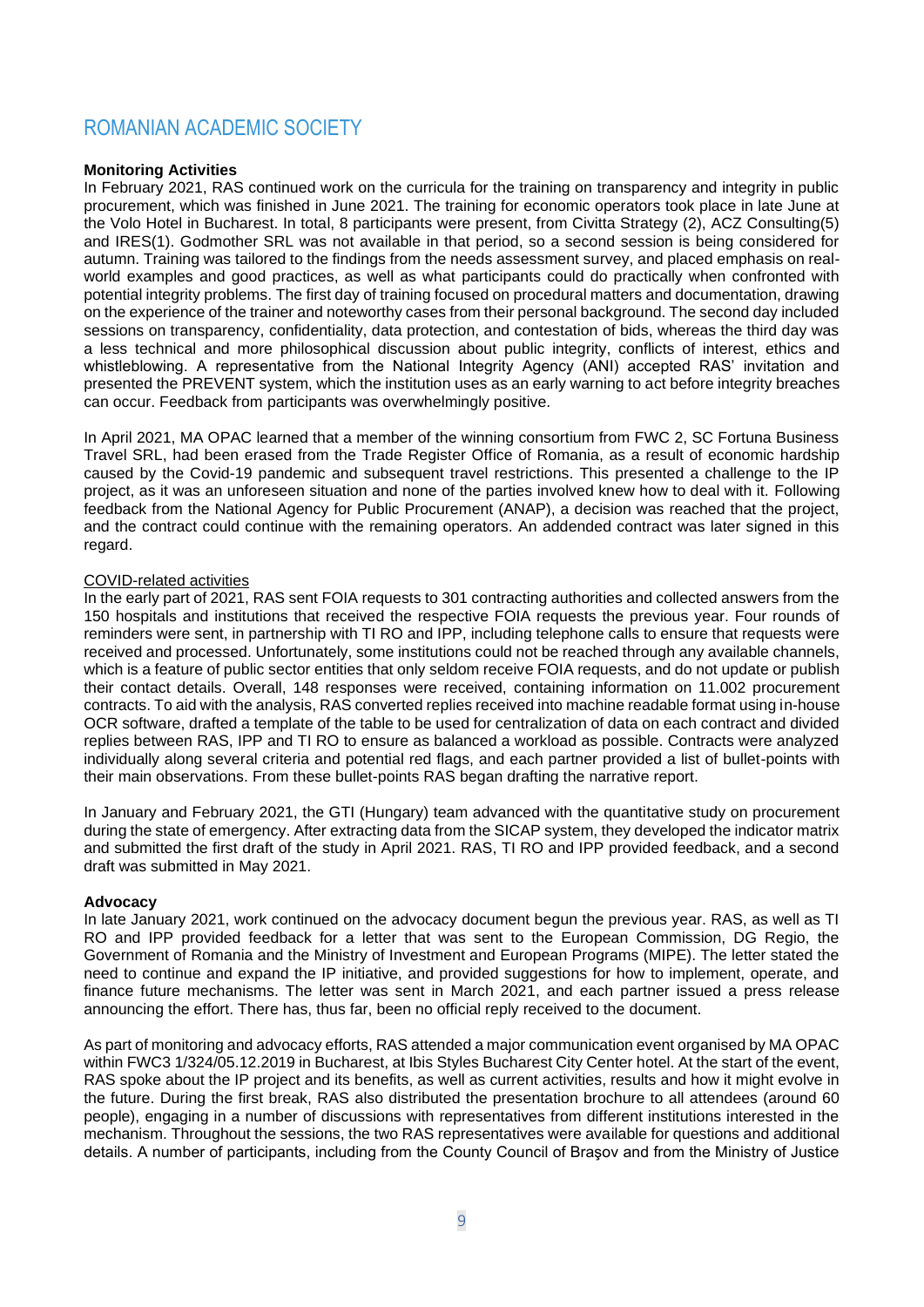# ROMANIAN ACADEMIC SOCIETY

**Monitoring Activities**

In February 2021, RAS continued work on the curricula for the training on transparency and integrity in public procurement, which was finished in June 2021. The training for economic operators took place in late June at the Volo Hotel in Bucharest. In total, 8 participants were present, from Civitta Strategy (2), ACZ Consulting(5) and IRES(1). Godmother SRL was not available in that period, so a second session is being considered for autumn. Training was tailored to the findings from the needs assessment survey, and placed emphasis on real-world examples and good practices, as well as what participants could do practically when confronted with potential integrity problems. The first day of training focused on procedural matters and documentation, drawing on the experience of the trainer and noteworthy cases from their personal background. The second day included sessions on transparency, confidentiality, data protection, and contestation of bids, whereas the third day was a less technical and more philosophical discussion about public integrity, conflicts of interest, ethics and whistleblowing. A representative from the National Integrity Agency (ANI) accepted RAS' invitation and presented the PREVENT system, which the institution uses as an early warning to act before integrity breaches can occur. Feedback from participants was overwhelmingly positive.

In April 2021, MA OPAC learned that a member of the winning consortium from FWC 2, SC Fortuna Business Travel SRL, had been erased from the Trade Register Office of Romania, as a result of economic hardship caused by the Covid-19 pandemic and subsequent travel restrictions. This presented a challenge to the IP project, as it was an unforeseen situation and none of the parties involved knew how to deal with it. Following feedback from the National Agency for Public Procurement (ANAP), a decision was reached that the project, and the contract could continue with the remaining operators. An addended contract was later signed in this regard.

<u>COVID-related activities</u>

In the early part of 2021, RAS sent FOIA requests to 301 contracting authorities and collected answers from the 150 hospitals and institutions that received the respective FOIA requests the previous year. Four rounds of reminders were sent, in partnership with TI RO and IPP, including telephone calls to ensure that requests were received and processed. Unfortunately, some institutions could not be reached through any available channels, which is a feature of public sector entities that only seldom receive FOIA requests, and do not update or publish their contact details. Overall, 148 responses were received, containing information on 11.002 procurement contracts. To aid with the analysis, RAS converted replies received into machine readable format using in-house OCR software, drafted a template of the table to be used for centralization of data on each contract and divided replies between RAS, IPP and TI RO to ensure as balanced a workload as possible. Contracts were analyzed individually along several criteria and potential red flags, and each partner provided a list of bullet-points with their main observations. From these bullet-points RAS began drafting the narrative report.

In January and February 2021, the GTI (Hungary) team advanced with the quantitative study on procurement during the state of emergency. After extracting data from the SICAP system, they developed the indicator matrix and submitted the first draft of the study in April 2021. RAS, TI RO and IPP provided feedback, and a second draft was submitted in May 2021.

**Advocacy**

In late January 2021, work continued on the advocacy document begun the previous year. RAS, as well as TI RO and IPP provided feedback for a letter that was sent to the European Commission, DG Regio, the Government of Romania and the Ministry of Investment and European Programs (MIPE). The letter stated the need to continue and expand the IP initiative, and provided suggestions for how to implement, operate, and finance future mechanisms. The letter was sent in March 2021, and each partner issued a press release announcing the effort. There has, thus far, been no official reply received to the document.

As part of monitoring and advocacy efforts, RAS attended a major communication event organised by MA OPAC within FWC3 1/324/05.12.2019 in Bucharest, at Ibis Styles Bucharest City Center hotel. At the start of the event, RAS spoke about the IP project and its benefits, as well as current activities, results and how it might evolve in the future. During the first break, RAS also distributed the presentation brochure to all attendees (around 60 people), engaging in a number of discussions with representatives from different institutions interested in the mechanism. Throughout the sessions, the two RAS representatives were available for questions and additional details. A number of participants, including from the County Council of Braşov and from the Ministry of Justice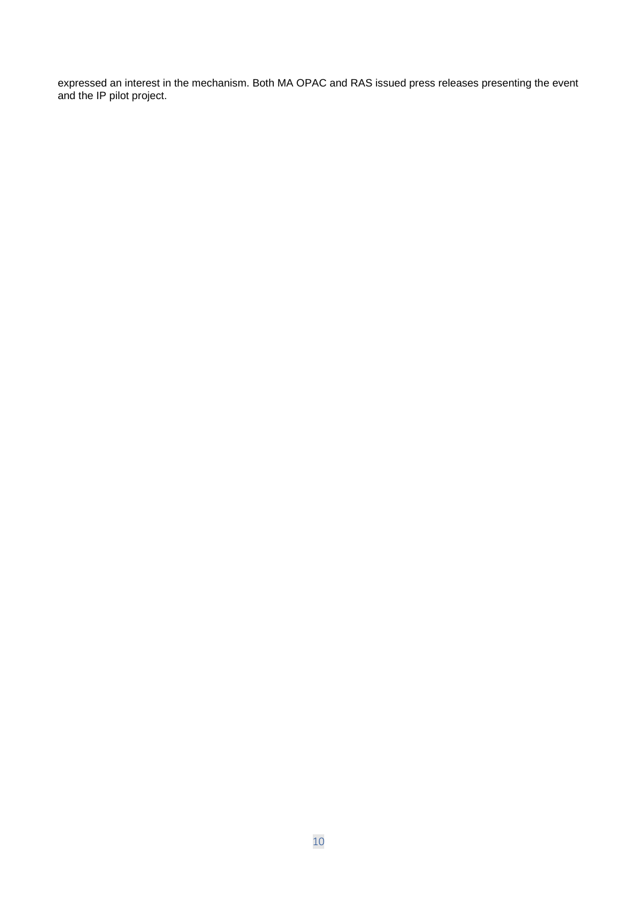expressed an interest in the mechanism. Both MA OPAC and RAS issued press releases presenting the event and the IP pilot project.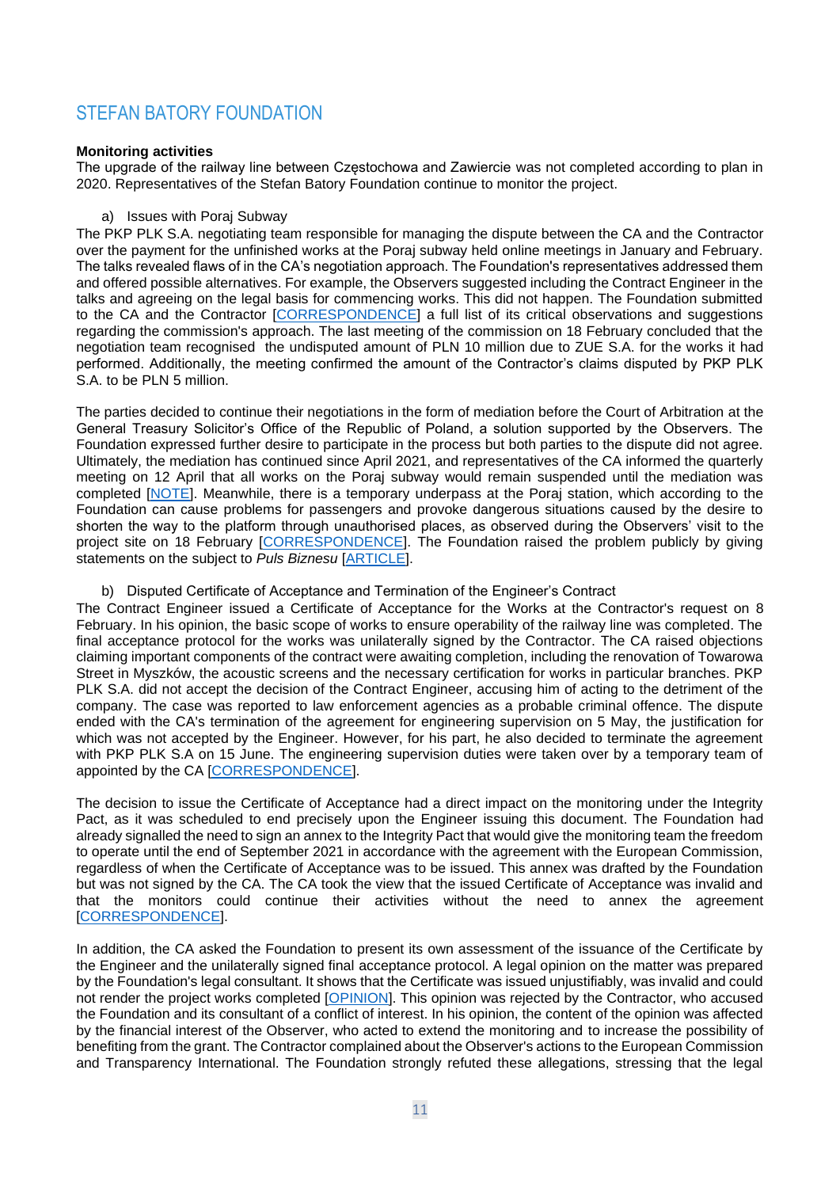## STEFAN BATORY FOUNDATION

**Monitoring activities**

The upgrade of the railway line between Częstochowa and Zawiercie was not completed according to plan in 2020. Representatives of the Stefan Batory Foundation continue to monitor the project.

a) Issues with Poraj Subway

The PKP PLK S.A. negotiating team responsible for managing the dispute between the CA and the Contractor over the payment for the unfinished works at the Poraj subway held online meetings in January and February. The talks revealed flaws of in the CA's negotiation approach. The Foundation's representatives addressed them and offered possible alternatives. For example, the Observers suggested including the Contract Engineer in the talks and agreeing on the legal basis for commencing works. This did not happen. The Foundation submitted to the CA and the Contractor [CORRESPONDENCE] a full list of its critical observations and suggestions regarding the commission's approach. The last meeting of the commission on 18 February concluded that the negotiation team recognised the undisputed amount of PLN 10 million due to ZUE S.A. for the works it had performed. Additionally, the meeting confirmed the amount of the Contractor's claims disputed by PKP PLK S.A. to be PLN 5 million.

The parties decided to continue their negotiations in the form of mediation before the Court of Arbitration at the General Treasury Solicitor's Office of the Republic of Poland, a solution supported by the Observers. The Foundation expressed further desire to participate in the process but both parties to the dispute did not agree. Ultimately, the mediation has continued since April 2021, and representatives of the CA informed the quarterly meeting on 12 April that all works on the Poraj subway would remain suspended until the mediation was completed [NOTE]. Meanwhile, there is a temporary underpass at the Poraj station, which according to the Foundation can cause problems for passengers and provoke dangerous situations caused by the desire to shorten the way to the platform through unauthorised places, as observed during the Observers' visit to the project site on 18 February [CORRESPONDENCE]. The Foundation raised the problem publicly by giving statements on the subject to *Puls Biznesu* [ARTICLE].

b) Disputed Certificate of Acceptance and Termination of the Engineer's Contract

The Contract Engineer issued a Certificate of Acceptance for the Works at the Contractor's request on 8 February. In his opinion, the basic scope of works to ensure operability of the railway line was completed. The final acceptance protocol for the works was unilaterally signed by the Contractor. The CA raised objections claiming important components of the contract were awaiting completion, including the renovation of Towarowa Street in Myszków, the acoustic screens and the necessary certification for works in particular branches. PKP PLK S.A. did not accept the decision of the Contract Engineer, accusing him of acting to the detriment of the company. The case was reported to law enforcement agencies as a probable criminal offence. The dispute ended with the CA's termination of the agreement for engineering supervision on 5 May, the justification for which was not accepted by the Engineer. However, for his part, he also decided to terminate the agreement with PKP PLK S.A on 15 June. The engineering supervision duties were taken over by a temporary team of appointed by the CA [CORRESPONDENCE].

The decision to issue the Certificate of Acceptance had a direct impact on the monitoring under the Integrity Pact, as it was scheduled to end precisely upon the Engineer issuing this document. The Foundation had already signalled the need to sign an annex to the Integrity Pact that would give the monitoring team the freedom to operate until the end of September 2021 in accordance with the agreement with the European Commission, regardless of when the Certificate of Acceptance was to be issued. This annex was drafted by the Foundation but was not signed by the CA. The CA took the view that the issued Certificate of Acceptance was invalid and that the monitors could continue their activities without the need to annex the agreement [CORRESPONDENCE].

In addition, the CA asked the Foundation to present its own assessment of the issuance of the Certificate by the Engineer and the unilaterally signed final acceptance protocol. A legal opinion on the matter was prepared by the Foundation's legal consultant. It shows that the Certificate was issued unjustifiably, was invalid and could not render the project works completed [OPINION]. This opinion was rejected by the Contractor, who accused the Foundation and its consultant of a conflict of interest. In his opinion, the content of the opinion was affected by the financial interest of the Observer, who acted to extend the monitoring and to increase the possibility of benefiting from the grant. The Contractor complained about the Observer's actions to the European Commission and Transparency International. The Foundation strongly refuted these allegations, stressing that the legal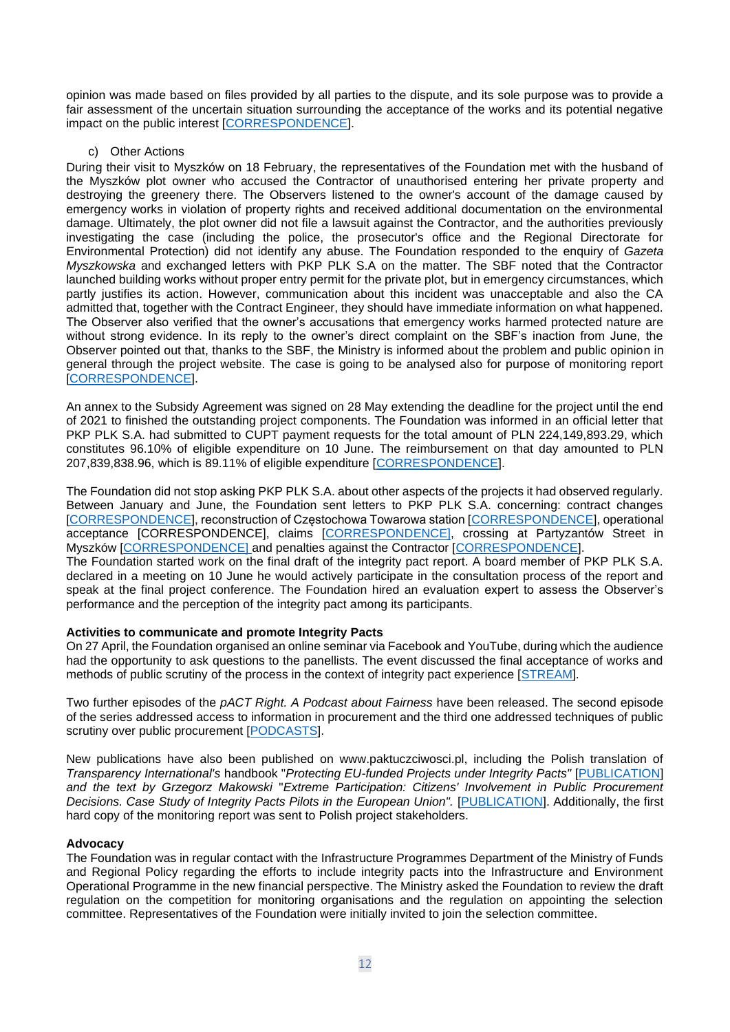opinion was made based on files provided by all parties to the dispute, and its sole purpose was to provide a fair assessment of the uncertain situation surrounding the acceptance of the works and its potential negative impact on the public interest [CORRESPONDENCE].

c) Other Actions

During their visit to Myszków on 18 February, the representatives of the Foundation met with the husband of the Myszków plot owner who accused the Contractor of unauthorised entering her private property and destroying the greenery there. The Observers listened to the owner's account of the damage caused by emergency works in violation of property rights and received additional documentation on the environmental damage. Ultimately, the plot owner did not file a lawsuit against the Contractor, and the authorities previously investigating the case (including the police, the prosecutor's office and the Regional Directorate for Environmental Protection) did not identify any abuse. The Foundation responded to the enquiry of *Gazeta Myszkowska* and exchanged letters with PKP PLK S.A on the matter. The SBF noted that the Contractor launched building works without proper entry permit for the private plot, but in emergency circumstances, which partly justifies its action. However, communication about this incident was unacceptable and also the CA admitted that, together with the Contract Engineer, they should have immediate information on what happened. The Observer also verified that the owner's accusations that emergency works harmed protected nature are without strong evidence. In its reply to the owner's direct complaint on the SBF's inaction from June, the Observer pointed out that, thanks to the SBF, the Ministry is informed about the problem and public opinion in general through the project website. The case is going to be analysed also for purpose of monitoring report [CORRESPONDENCE].

An annex to the Subsidy Agreement was signed on 28 May extending the deadline for the project until the end of 2021 to finished the outstanding project components. The Foundation was informed in an official letter that PKP PLK S.A. had submitted to CUPT payment requests for the total amount of PLN 224,149,893.29, which constitutes 96.10% of eligible expenditure on 10 June. The reimbursement on that day amounted to PLN 207,839,838.96, which is 89.11% of eligible expenditure [CORRESPONDENCE].

The Foundation did not stop asking PKP PLK S.A. about other aspects of the projects it had observed regularly. Between January and June, the Foundation sent letters to PKP PLK S.A. concerning: contract changes [CORRESPONDENCE], reconstruction of Częstochowa Towarowa station [CORRESPONDENCE], operational acceptance [CORRESPONDENCE], claims [CORRESPONDENCE], crossing at Partyzantów Street in Myszków [CORRESPONDENCE] and penalties against the Contractor [CORRESPONDENCE].

The Foundation started work on the final draft of the integrity pact report. A board member of PKP PLK S.A. declared in a meeting on 10 June he would actively participate in the consultation process of the report and speak at the final project conference. The Foundation hired an evaluation expert to assess the Observer's performance and the perception of the integrity pact among its participants.

**Activities to communicate and promote Integrity Pacts**

On 27 April, the Foundation organised an online seminar via Facebook and YouTube, during which the audience had the opportunity to ask questions to the panellists. The event discussed the final acceptance of works and methods of public scrutiny of the process in the context of integrity pact experience [STREAM].

Two further episodes of the *pACT Right. A Podcast about Fairness* have been released. The second episode of the series addressed access to information in procurement and the third one addressed techniques of public scrutiny over public procurement [PODCASTS].

New publications have also been published on www.paktuczciwosci.pl, including the Polish translation of *Transparency International's* handbook "*Protecting EU-funded Projects under Integrity Pacts"* [PUBLICATION] *and the text by Grzegorz Makowski "Extreme Participation: Citizens' Involvement in Public Procurement Decisions. Case Study of Integrity Pacts Pilots in the European Union".* [PUBLICATION]. Additionally, the first hard copy of the monitoring report was sent to Polish project stakeholders.

**Advocacy**

The Foundation was in regular contact with the Infrastructure Programmes Department of the Ministry of Funds and Regional Policy regarding the efforts to include integrity pacts into the Infrastructure and Environment Operational Programme in the new financial perspective. The Ministry asked the Foundation to review the draft regulation on the competition for monitoring organisations and the regulation on appointing the selection committee. Representatives of the Foundation were initially invited to join the selection committee.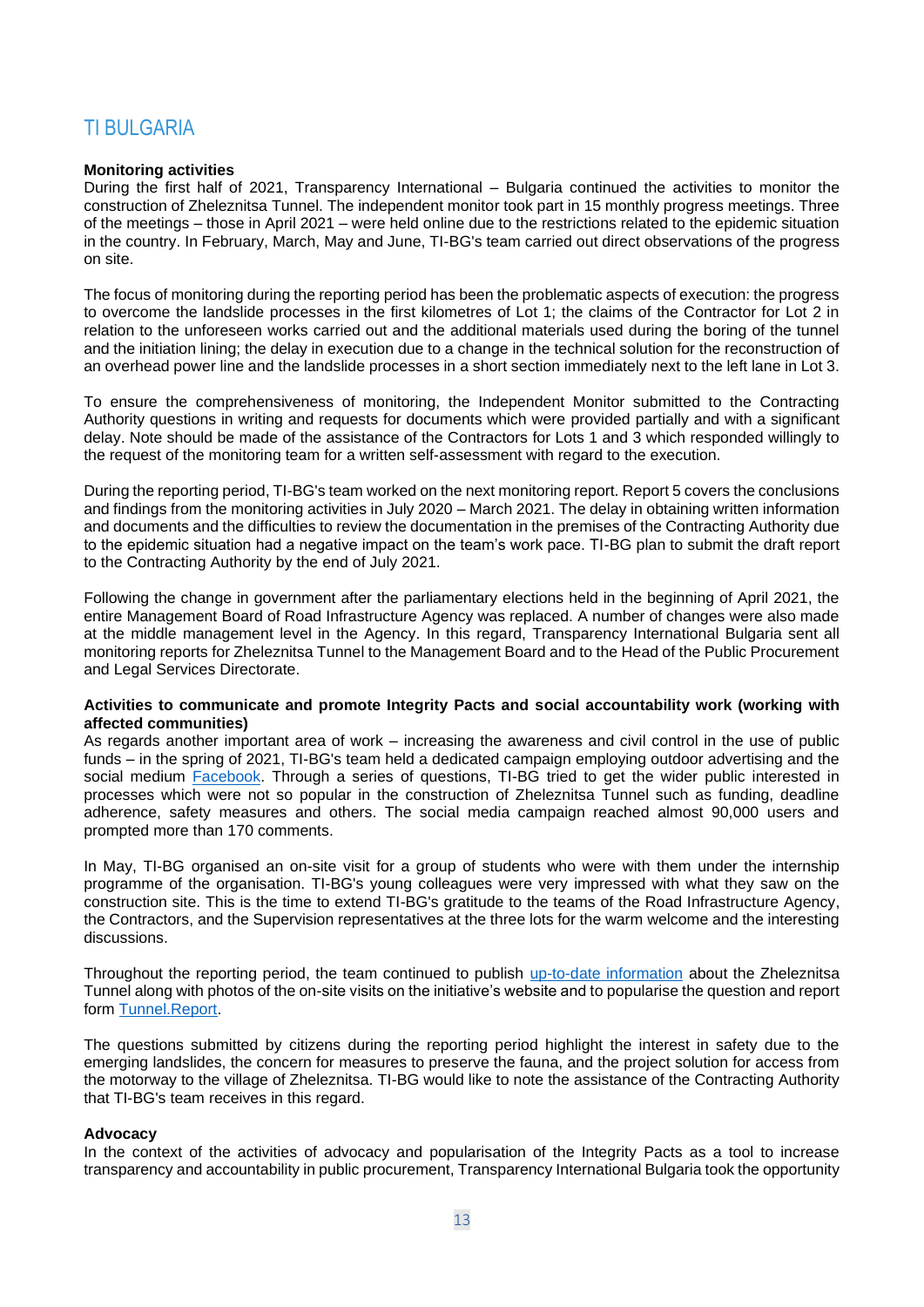## TI BULGARIA

**Monitoring activities**
During the first half of 2021, Transparency International – Bulgaria continued the activities to monitor the construction of Zheleznitsa Tunnel. The independent monitor took part in 15 monthly progress meetings. Three of the meetings – those in April 2021 – were held online due to the restrictions related to the epidemic situation in the country. In February, March, May and June, TI-BG's team carried out direct observations of the progress on site.

The focus of monitoring during the reporting period has been the problematic aspects of execution: the progress to overcome the landslide processes in the first kilometres of Lot 1; the claims of the Contractor for Lot 2 in relation to the unforeseen works carried out and the additional materials used during the boring of the tunnel and the initiation lining; the delay in execution due to a change in the technical solution for the reconstruction of an overhead power line and the landslide processes in a short section immediately next to the left lane in Lot 3.

To ensure the comprehensiveness of monitoring, the Independent Monitor submitted to the Contracting Authority questions in writing and requests for documents which were provided partially and with a significant delay. Note should be made of the assistance of the Contractors for Lots 1 and 3 which responded willingly to the request of the monitoring team for a written self-assessment with regard to the execution.

During the reporting period, TI-BG's team worked on the next monitoring report. Report 5 covers the conclusions and findings from the monitoring activities in July 2020 – March 2021. The delay in obtaining written information and documents and the difficulties to review the documentation in the premises of the Contracting Authority due to the epidemic situation had a negative impact on the team's work pace. TI-BG plan to submit the draft report to the Contracting Authority by the end of July 2021.

Following the change in government after the parliamentary elections held in the beginning of April 2021, the entire Management Board of Road Infrastructure Agency was replaced. A number of changes were also made at the middle management level in the Agency. In this regard, Transparency International Bulgaria sent all monitoring reports for Zheleznitsa Tunnel to the Management Board and to the Head of the Public Procurement and Legal Services Directorate.

**Activities to communicate and promote Integrity Pacts and social accountability work (working with affected communities)**
As regards another important area of work – increasing the awareness and civil control in the use of public funds – in the spring of 2021, TI-BG's team held a dedicated campaign employing outdoor advertising and the social medium Facebook. Through a series of questions, TI-BG tried to get the wider public interested in processes which were not so popular in the construction of Zheleznitsa Tunnel such as funding, deadline adherence, safety measures and others. The social media campaign reached almost 90,000 users and prompted more than 170 comments.

In May, TI-BG organised an on-site visit for a group of students who were with them under the internship programme of the organisation. TI-BG's young colleagues were very impressed with what they saw on the construction site. This is the time to extend TI-BG's gratitude to the teams of the Road Infrastructure Agency, the Contractors, and the Supervision representatives at the three lots for the warm welcome and the interesting discussions.

Throughout the reporting period, the team continued to publish up-to-date information about the Zheleznitsa Tunnel along with photos of the on-site visits on the initiative's website and to popularise the question and report form Tunnel.Report.

The questions submitted by citizens during the reporting period highlight the interest in safety due to the emerging landslides, the concern for measures to preserve the fauna, and the project solution for access from the motorway to the village of Zheleznitsa. TI-BG would like to note the assistance of the Contracting Authority that TI-BG's team receives in this regard.

**Advocacy**
In the context of the activities of advocacy and popularisation of the Integrity Pacts as a tool to increase transparency and accountability in public procurement, Transparency International Bulgaria took the opportunity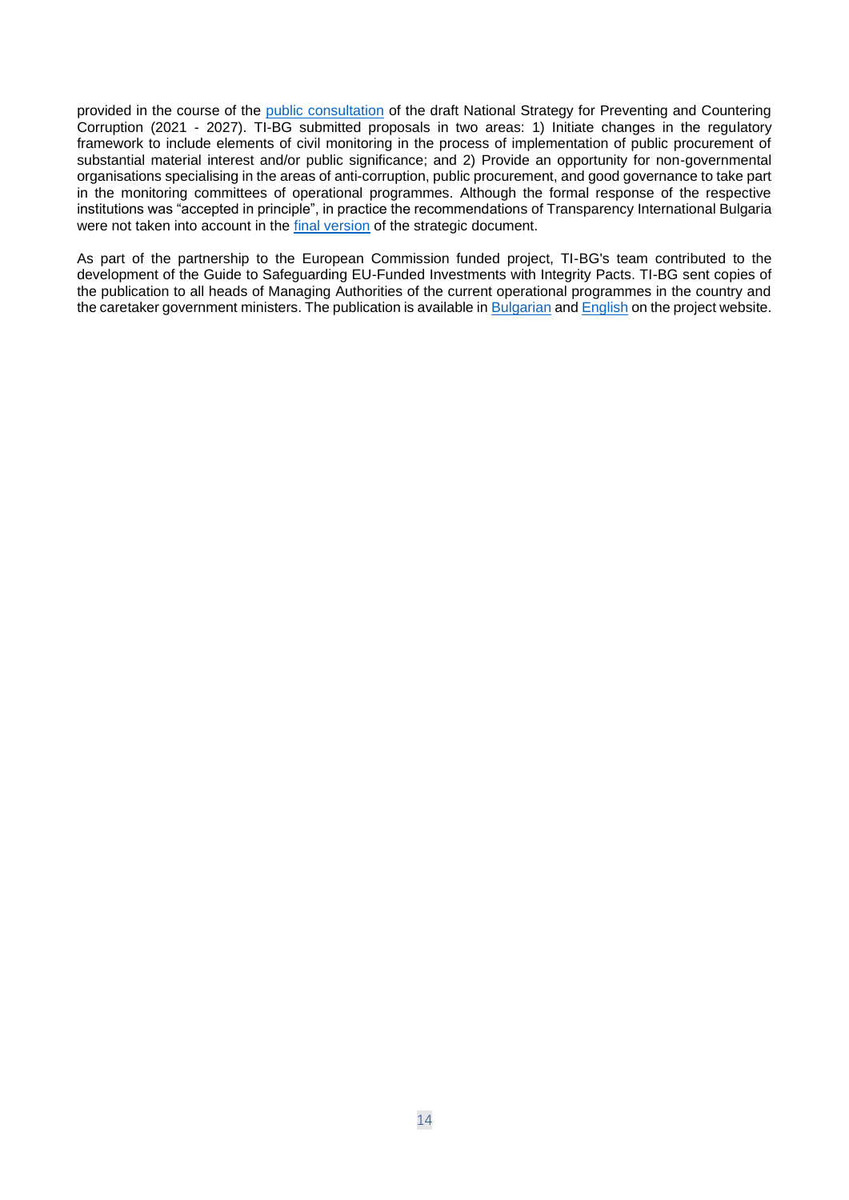provided in the course of the public consultation of the draft National Strategy for Preventing and Countering Corruption (2021 - 2027). TI-BG submitted proposals in two areas: 1) Initiate changes in the regulatory framework to include elements of civil monitoring in the process of implementation of public procurement of substantial material interest and/or public significance; and 2) Provide an opportunity for non-governmental organisations specialising in the areas of anti-corruption, public procurement, and good governance to take part in the monitoring committees of operational programmes. Although the formal response of the respective institutions was "accepted in principle", in practice the recommendations of Transparency International Bulgaria were not taken into account in the final version of the strategic document.

As part of the partnership to the European Commission funded project, TI-BG's team contributed to the development of the Guide to Safeguarding EU-Funded Investments with Integrity Pacts. TI-BG sent copies of the publication to all heads of Managing Authorities of the current operational programmes in the country and the caretaker government ministers. The publication is available in Bulgarian and English on the project website.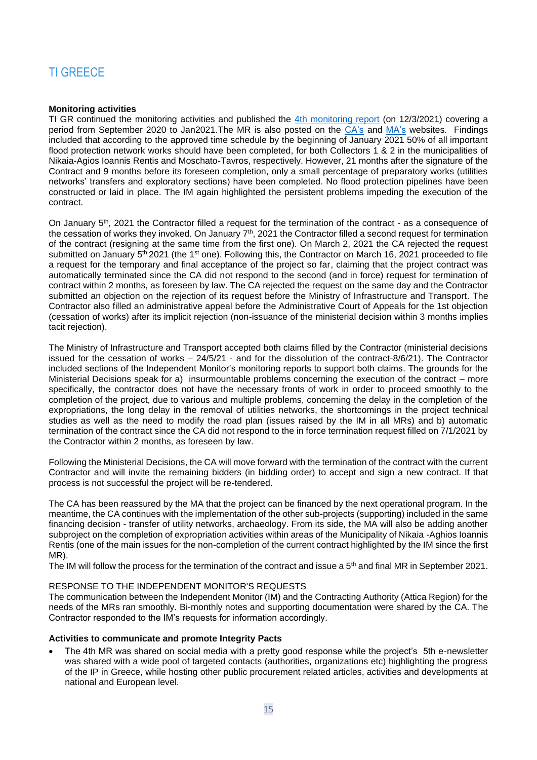# TI GREECE

**Monitoring activities**

TI GR continued the monitoring activities and published the 4th monitoring report (on 12/3/2021) covering a period from September 2020 to Jan2021.The MR is also posted on the CA's and MA's websites. Findings included that according to the approved time schedule by the beginning of January 2021 50% of all important flood protection network works should have been completed, for both Collectors 1 & 2 in the municipalities of Nikaia-Agios Ioannis Rentis and Moschato-Tavros, respectively. However, 21 months after the signature of the Contract and 9 months before its foreseen completion, only a small percentage of preparatory works (utilities networks' transfers and exploratory sections) have been completed. No flood protection pipelines have been constructed or laid in place. The IM again highlighted the persistent problems impeding the execution of the contract.

On January 5th, 2021 the Contractor filled a request for the termination of the contract - as a consequence of the cessation of works they invoked. On January 7th, 2021 the Contractor filled a second request for termination of the contract (resigning at the same time from the first one). On March 2, 2021 the CA rejected the request submitted on January 5th 2021 (the 1st one). Following this, the Contractor on March 16, 2021 proceeded to file a request for the temporary and final acceptance of the project so far, claiming that the project contract was automatically terminated since the CA did not respond to the second (and in force) request for termination of contract within 2 months, as foreseen by law. The CA rejected the request on the same day and the Contractor submitted an objection on the rejection of its request before the Ministry of Infrastructure and Transport. The Contractor also filled an administrative appeal before the Administrative Court of Appeals for the 1st objection (cessation of works) after its implicit rejection (non-issuance of the ministerial decision within 3 months implies tacit rejection).

The Ministry of Infrastructure and Transport accepted both claims filled by the Contractor (ministerial decisions issued for the cessation of works – 24/5/21 - and for the dissolution of the contract-8/6/21). The Contractor included sections of the Independent Monitor's monitoring reports to support both claims. The grounds for the Ministerial Decisions speak for a) insurmountable problems concerning the execution of the contract – more specifically, the contractor does not have the necessary fronts of work in order to proceed smoothly to the completion of the project, due to various and multiple problems, concerning the delay in the completion of the expropriations, the long delay in the removal of utilities networks, the shortcomings in the project technical studies as well as the need to modify the road plan (issues raised by the IM in all MRs) and b) automatic termination of the contract since the CA did not respond to the in force termination request filled on 7/1/2021 by the Contractor within 2 months, as foreseen by law.

Following the Ministerial Decisions, the CA will move forward with the termination of the contract with the current Contractor and will invite the remaining bidders (in bidding order) to accept and sign a new contract. If that process is not successful the project will be re-tendered.

The CA has been reassured by the MA that the project can be financed by the next operational program. In the meantime, the CA continues with the implementation of the other sub-projects (supporting) included in the same financing decision - transfer of utility networks, archaeology. From its side, the MA will also be adding another subproject on the completion of expropriation activities within areas of the Municipality of Nikaia -Aghios Ioannis Rentis (one of the main issues for the non-completion of the current contract highlighted by the IM since the first MR).

The IM will follow the process for the termination of the contract and issue a 5th and final MR in September 2021.

RESPONSE TO THE INDEPENDENT MONITOR'S REQUESTS

The communication between the Independent Monitor (IM) and the Contracting Authority (Attica Region) for the needs of the MRs ran smoothly. Bi-monthly notes and supporting documentation were shared by the CA. The Contractor responded to the IM's requests for information accordingly.

**Activities to communicate and promote Integrity Pacts**

- The 4th MR was shared on social media with a pretty good response while the project's 5th e-newsletter was shared with a wide pool of targeted contacts (authorities, organizations etc) highlighting the progress of the IP in Greece, while hosting other public procurement related articles, activities and developments at national and European level.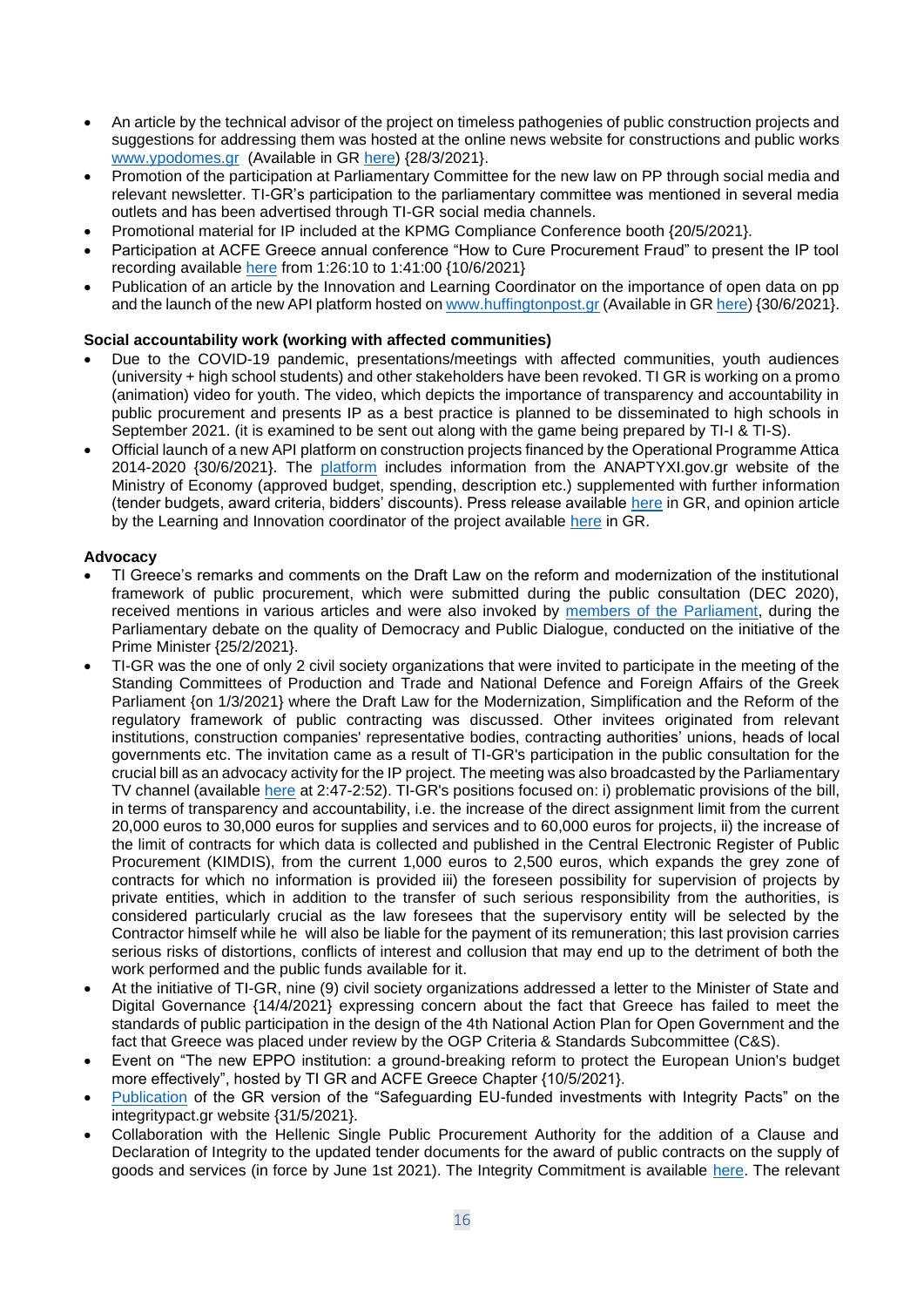- An article by the technical advisor of the project on timeless pathogenies of public construction projects and suggestions for addressing them was hosted at the online news website for constructions and public works www.ypodomes.gr (Available in GR here) {28/3/2021}.
- Promotion of the participation at Parliamentary Committee for the new law on PP through social media and relevant newsletter. TI-GR's participation to the parliamentary committee was mentioned in several media outlets and has been advertised through TI-GR social media channels.
- Promotional material for IP included at the KPMG Compliance Conference booth {20/5/2021}.
- Participation at ACFE Greece annual conference "How to Cure Procurement Fraud" to present the IP tool recording available here from 1:26:10 to 1:41:00 {10/6/2021}
- Publication of an article by the Innovation and Learning Coordinator on the importance of open data on pp and the launch of the new API platform hosted on www.huffingtonpost.gr (Available in GR here) {30/6/2021}.

**Social accountability work (working with affected communities)**

- Due to the COVID-19 pandemic, presentations/meetings with affected communities, youth audiences (university + high school students) and other stakeholders have been revoked. TI GR is working on a promo (animation) video for youth. The video, which depicts the importance of transparency and accountability in public procurement and presents IP as a best practice is planned to be disseminated to high schools in September 2021. (it is examined to be sent out along with the game being prepared by TI-I & TI-S).
- Official launch of a new API platform on construction projects financed by the Operational Programme Attica 2014-2020 {30/6/2021}. The platform includes information from the ANAPTYXI.gov.gr website of the Ministry of Economy (approved budget, spending, description etc.) supplemented with further information (tender budgets, award criteria, bidders' discounts). Press release available here in GR, and opinion article by the Learning and Innovation coordinator of the project available here in GR.

**Advocacy**

- TI Greece's remarks and comments on the Draft Law on the reform and modernization of the institutional framework of public procurement, which were submitted during the public consultation (DEC 2020), received mentions in various articles and were also invoked by members of the Parliament, during the Parliamentary debate on the quality of Democracy and Public Dialogue, conducted on the initiative of the Prime Minister {25/2/2021}.
- TI-GR was the one of only 2 civil society organizations that were invited to participate in the meeting of the Standing Committees of Production and Trade and National Defence and Foreign Affairs of the Greek Parliament {on 1/3/2021} where the Draft Law for the Modernization, Simplification and the Reform of the regulatory framework of public contracting was discussed. Other invitees originated from relevant institutions, construction companies' representative bodies, contracting authorities' unions, heads of local governments etc. The invitation came as a result of TI-GR's participation in the public consultation for the crucial bill as an advocacy activity for the IP project. The meeting was also broadcasted by the Parliamentary TV channel (available here at 2:47-2:52). TI-GR's positions focused on: i) problematic provisions of the bill, in terms of transparency and accountability, i.e. the increase of the direct assignment limit from the current 20,000 euros to 30,000 euros for supplies and services and to 60,000 euros for projects, ii) the increase of the limit of contracts for which data is collected and published in the Central Electronic Register of Public Procurement (KIMDIS), from the current 1,000 euros to 2,500 euros, which expands the grey zone of contracts for which no information is provided iii) the foreseen possibility for supervision of projects by private entities, which in addition to the transfer of such serious responsibility from the authorities, is considered particularly crucial as the law foresees that the supervisory entity will be selected by the Contractor himself while he will also be liable for the payment of its remuneration; this last provision carries serious risks of distortions, conflicts of interest and collusion that may end up to the detriment of both the work performed and the public funds available for it.
- At the initiative of TI-GR, nine (9) civil society organizations addressed a letter to the Minister of State and Digital Governance {14/4/2021} expressing concern about the fact that Greece has failed to meet the standards of public participation in the design of the 4th National Action Plan for Open Government and the fact that Greece was placed under review by the OGP Criteria & Standards Subcommittee (C&S).
- Event on "The new EPPO institution: a ground-breaking reform to protect the European Union's budget more effectively", hosted by TI GR and ACFE Greece Chapter {10/5/2021}.
- Publication of the GR version of the "Safeguarding EU-funded investments with Integrity Pacts" on the integritypact.gr website {31/5/2021}.
- Collaboration with the Hellenic Single Public Procurement Authority for the addition of a Clause and Declaration of Integrity to the updated tender documents for the award of public contracts on the supply of goods and services (in force by June 1st 2021). The Integrity Commitment is available here. The relevant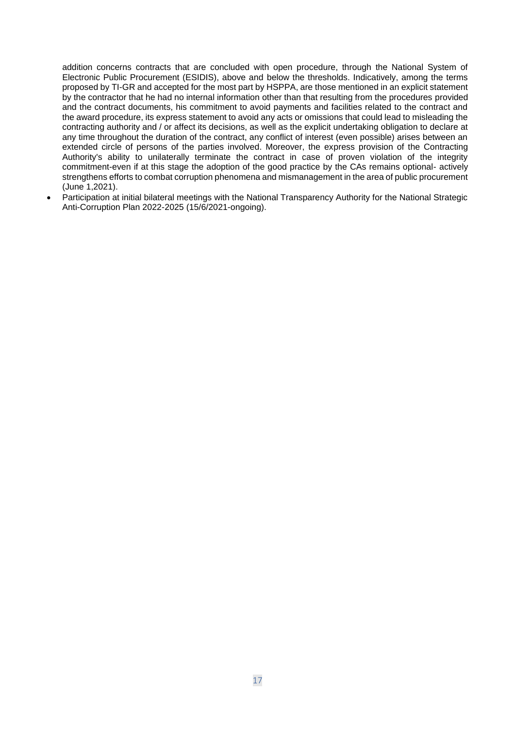addition concerns contracts that are concluded with open procedure, through the National System of Electronic Public Procurement (ESIDIS), above and below the thresholds. Indicatively, among the terms proposed by TI-GR and accepted for the most part by HSPPA, are those mentioned in an explicit statement by the contractor that he had no internal information other than that resulting from the procedures provided and the contract documents, his commitment to avoid payments and facilities related to the contract and the award procedure, its express statement to avoid any acts or omissions that could lead to misleading the contracting authority and / or affect its decisions, as well as the explicit undertaking obligation to declare at any time throughout the duration of the contract, any conflict of interest (even possible) arises between an extended circle of persons of the parties involved. Moreover, the express provision of the Contracting Authority's ability to unilaterally terminate the contract in case of proven violation of the integrity commitment-even if at this stage the adoption of the good practice by the CAs remains optional- actively strengthens efforts to combat corruption phenomena and mismanagement in the area of public procurement (June 1,2021).

- Participation at initial bilateral meetings with the National Transparency Authority for the National Strategic Anti-Corruption Plan 2022-2025 (15/6/2021-ongoing).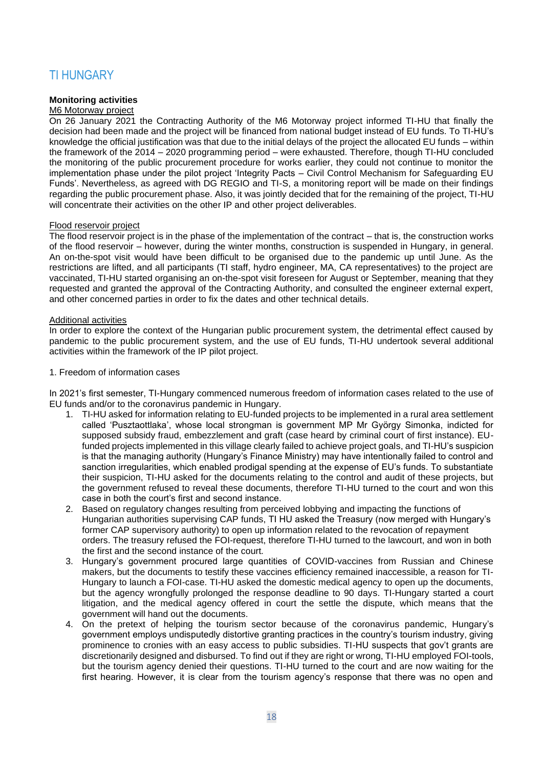## TI HUNGARY

**Monitoring activities**

M6 Motorway project

On 26 January 2021 the Contracting Authority of the M6 Motorway project informed TI-HU that finally the decision had been made and the project will be financed from national budget instead of EU funds. To TI-HU's knowledge the official justification was that due to the initial delays of the project the allocated EU funds – within the framework of the 2014 – 2020 programming period – were exhausted. Therefore, though TI-HU concluded the monitoring of the public procurement procedure for works earlier, they could not continue to monitor the implementation phase under the pilot project 'Integrity Pacts – Civil Control Mechanism for Safeguarding EU Funds'. Nevertheless, as agreed with DG REGIO and TI-S, a monitoring report will be made on their findings regarding the public procurement phase. Also, it was jointly decided that for the remaining of the project, TI-HU will concentrate their activities on the other IP and other project deliverables.

Flood reservoir project

The flood reservoir project is in the phase of the implementation of the contract – that is, the construction works of the flood reservoir – however, during the winter months, construction is suspended in Hungary, in general. An on-the-spot visit would have been difficult to be organised due to the pandemic up until June. As the restrictions are lifted, and all participants (TI staff, hydro engineer, MA, CA representatives) to the project are vaccinated, TI-HU started organising an on-the-spot visit foreseen for August or September, meaning that they requested and granted the approval of the Contracting Authority, and consulted the engineer external expert, and other concerned parties in order to fix the dates and other technical details.

Additional activities

In order to explore the context of the Hungarian public procurement system, the detrimental effect caused by pandemic to the public procurement system, and the use of EU funds, TI-HU undertook several additional activities within the framework of the IP pilot project.

1. Freedom of information cases

In 2021's first semester, TI-Hungary commenced numerous freedom of information cases related to the use of EU funds and/or to the coronavirus pandemic in Hungary.

1. TI-HU asked for information relating to EU-funded projects to be implemented in a rural area settlement called 'Pusztaottlaka', whose local strongman is government MP Mr György Simonka, indicted for supposed subsidy fraud, embezzlement and graft (case heard by criminal court of first instance). EU-funded projects implemented in this village clearly failed to achieve project goals, and TI-HU's suspicion is that the managing authority (Hungary's Finance Ministry) may have intentionally failed to control and sanction irregularities, which enabled prodigal spending at the expense of EU's funds. To substantiate their suspicion, TI-HU asked for the documents relating to the control and audit of these projects, but the government refused to reveal these documents, therefore TI-HU turned to the court and won this case in both the court's first and second instance.
2. Based on regulatory changes resulting from perceived lobbying and impacting the functions of Hungarian authorities supervising CAP funds, TI HU asked the Treasury (now merged with Hungary's former CAP supervisory authority) to open up information related to the revocation of repayment orders. The treasury refused the FOI-request, therefore TI-HU turned to the lawcourt, and won in both the first and the second instance of the court.
3. Hungary's government procured large quantities of COVID-vaccines from Russian and Chinese makers, but the documents to testify these vaccines efficiency remained inaccessible, a reason for TI-Hungary to launch a FOI-case. TI-HU asked the domestic medical agency to open up the documents, but the agency wrongfully prolonged the response deadline to 90 days. TI-Hungary started a court litigation, and the medical agency offered in court the settle the dispute, which means that the government will hand out the documents.
4. On the pretext of helping the tourism sector because of the coronavirus pandemic, Hungary's government employs undisputedly distortive granting practices in the country's tourism industry, giving prominence to cronies with an easy access to public subsidies. TI-HU suspects that gov't grants are discretionarily designed and disbursed. To find out if they are right or wrong, TI-HU employed FOI-tools, but the tourism agency denied their questions. TI-HU turned to the court and are now waiting for the first hearing. However, it is clear from the tourism agency's response that there was no open and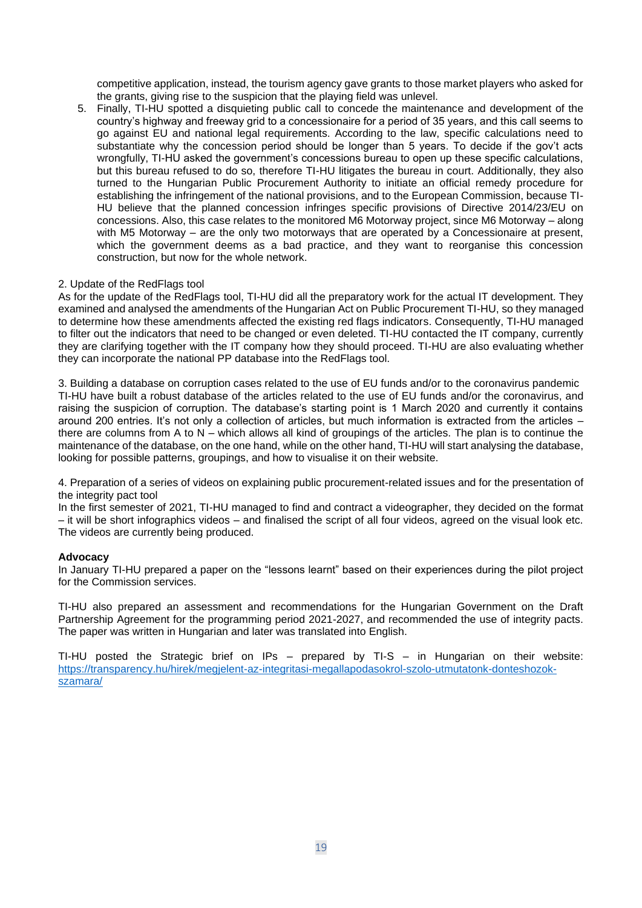competitive application, instead, the tourism agency gave grants to those market players who asked for the grants, giving rise to the suspicion that the playing field was unlevel.

5. Finally, TI-HU spotted a disquieting public call to concede the maintenance and development of the country's highway and freeway grid to a concessionaire for a period of 35 years, and this call seems to go against EU and national legal requirements. According to the law, specific calculations need to substantiate why the concession period should be longer than 5 years. To decide if the gov't acts wrongfully, TI-HU asked the government's concessions bureau to open up these specific calculations, but this bureau refused to do so, therefore TI-HU litigates the bureau in court. Additionally, they also turned to the Hungarian Public Procurement Authority to initiate an official remedy procedure for establishing the infringement of the national provisions, and to the European Commission, because TI-HU believe that the planned concession infringes specific provisions of Directive 2014/23/EU on concessions. Also, this case relates to the monitored M6 Motorway project, since M6 Motorway – along with M5 Motorway – are the only two motorways that are operated by a Concessionaire at present, which the government deems as a bad practice, and they want to reorganise this concession construction, but now for the whole network.

2. Update of the RedFlags tool

As for the update of the RedFlags tool, TI-HU did all the preparatory work for the actual IT development. They examined and analysed the amendments of the Hungarian Act on Public Procurement TI-HU, so they managed to determine how these amendments affected the existing red flags indicators. Consequently, TI-HU managed to filter out the indicators that need to be changed or even deleted. TI-HU contacted the IT company, currently they are clarifying together with the IT company how they should proceed. TI-HU are also evaluating whether they can incorporate the national PP database into the RedFlags tool.

3. Building a database on corruption cases related to the use of EU funds and/or to the coronavirus pandemic

TI-HU have built a robust database of the articles related to the use of EU funds and/or the coronavirus, and raising the suspicion of corruption. The database's starting point is 1 March 2020 and currently it contains around 200 entries. It's not only a collection of articles, but much information is extracted from the articles – there are columns from A to N – which allows all kind of groupings of the articles. The plan is to continue the maintenance of the database, on the one hand, while on the other hand, TI-HU will start analysing the database, looking for possible patterns, groupings, and how to visualise it on their website.

4. Preparation of a series of videos on explaining public procurement-related issues and for the presentation of the integrity pact tool

In the first semester of 2021, TI-HU managed to find and contract a videographer, they decided on the format – it will be short infographics videos – and finalised the script of all four videos, agreed on the visual look etc. The videos are currently being produced.

**Advocacy**

In January TI-HU prepared a paper on the "lessons learnt" based on their experiences during the pilot project for the Commission services.

TI-HU also prepared an assessment and recommendations for the Hungarian Government on the Draft Partnership Agreement for the programming period 2021-2027, and recommended the use of integrity pacts. The paper was written in Hungarian and later was translated into English.

TI-HU posted the Strategic brief on IPs – prepared by TI-S – in Hungarian on their website: [https://transparency.hu/hirek/megjelent-az-integritasi-megallapodasokrol-szolo-utmutatonk-donteshozok-szamara/](https://transparency.hu/hirek/megjelent-az-integritasi-megallapodasokrol-szolo-utmutatonk-donteshozok-szamara/)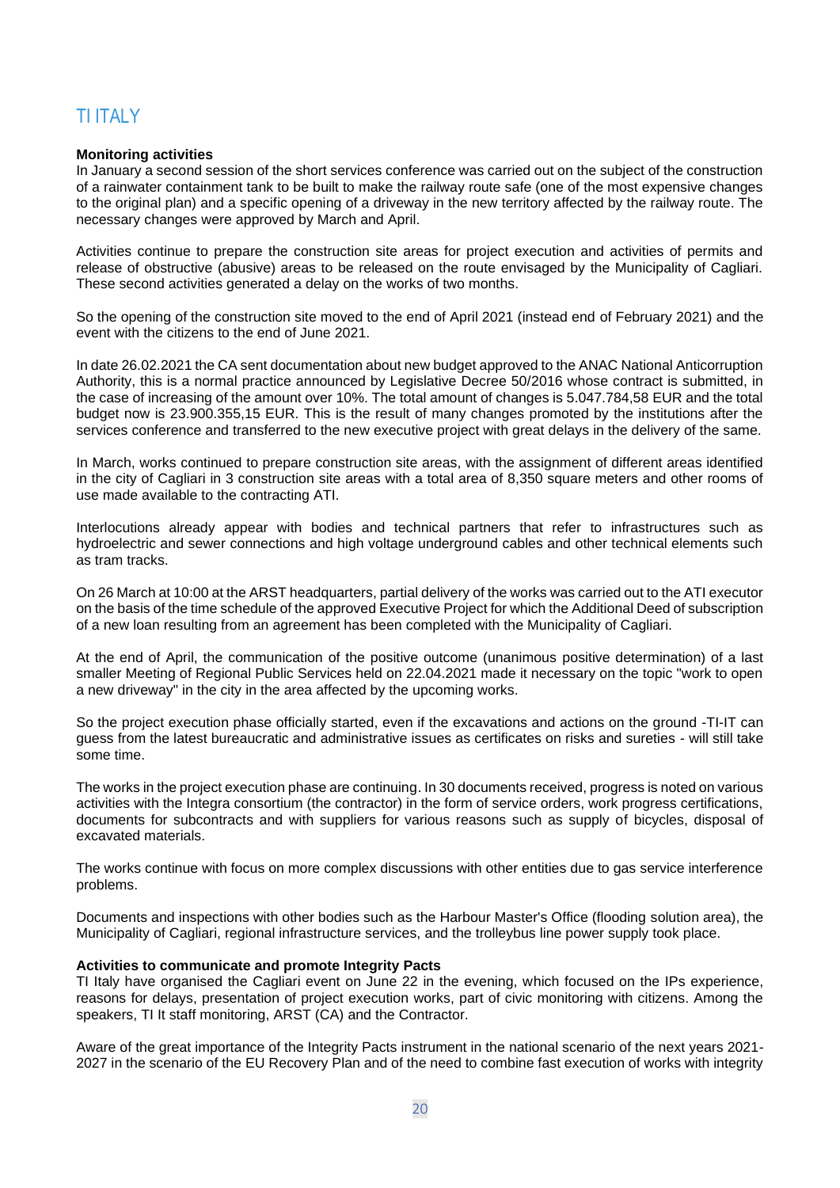# TI ITALY

**Monitoring activities**

In January a second session of the short services conference was carried out on the subject of the construction of a rainwater containment tank to be built to make the railway route safe (one of the most expensive changes to the original plan) and a specific opening of a driveway in the new territory affected by the railway route. The necessary changes were approved by March and April.

Activities continue to prepare the construction site areas for project execution and activities of permits and release of obstructive (abusive) areas to be released on the route envisaged by the Municipality of Cagliari. These second activities generated a delay on the works of two months.

So the opening of the construction site moved to the end of April 2021 (instead end of February 2021) and the event with the citizens to the end of June 2021.

In date 26.02.2021 the CA sent documentation about new budget approved to the ANAC National Anticorruption Authority, this is a normal practice announced by Legislative Decree 50/2016 whose contract is submitted, in the case of increasing of the amount over 10%. The total amount of changes is 5.047.784,58 EUR and the total budget now is 23.900.355,15 EUR. This is the result of many changes promoted by the institutions after the services conference and transferred to the new executive project with great delays in the delivery of the same.

In March, works continued to prepare construction site areas, with the assignment of different areas identified in the city of Cagliari in 3 construction site areas with a total area of 8,350 square meters and other rooms of use made available to the contracting ATI.

Interlocutions already appear with bodies and technical partners that refer to infrastructures such as hydroelectric and sewer connections and high voltage underground cables and other technical elements such as tram tracks.

On 26 March at 10:00 at the ARST headquarters, partial delivery of the works was carried out to the ATI executor on the basis of the time schedule of the approved Executive Project for which the Additional Deed of subscription of a new loan resulting from an agreement has been completed with the Municipality of Cagliari.

At the end of April, the communication of the positive outcome (unanimous positive determination) of a last smaller Meeting of Regional Public Services held on 22.04.2021 made it necessary on the topic "work to open a new driveway" in the city in the area affected by the upcoming works.

So the project execution phase officially started, even if the excavations and actions on the ground -TI-IT can guess from the latest bureaucratic and administrative issues as certificates on risks and sureties - will still take some time.

The works in the project execution phase are continuing. In 30 documents received, progress is noted on various activities with the Integra consortium (the contractor) in the form of service orders, work progress certifications, documents for subcontracts and with suppliers for various reasons such as supply of bicycles, disposal of excavated materials.

The works continue with focus on more complex discussions with other entities due to gas service interference problems.

Documents and inspections with other bodies such as the Harbour Master's Office (flooding solution area), the Municipality of Cagliari, regional infrastructure services, and the trolleybus line power supply took place.

**Activities to communicate and promote Integrity Pacts**

TI Italy have organised the Cagliari event on June 22 in the evening, which focused on the IPs experience, reasons for delays, presentation of project execution works, part of civic monitoring with citizens. Among the speakers, TI It staff monitoring, ARST (CA) and the Contractor.

Aware of the great importance of the Integrity Pacts instrument in the national scenario of the next years 2021-2027 in the scenario of the EU Recovery Plan and of the need to combine fast execution of works with integrity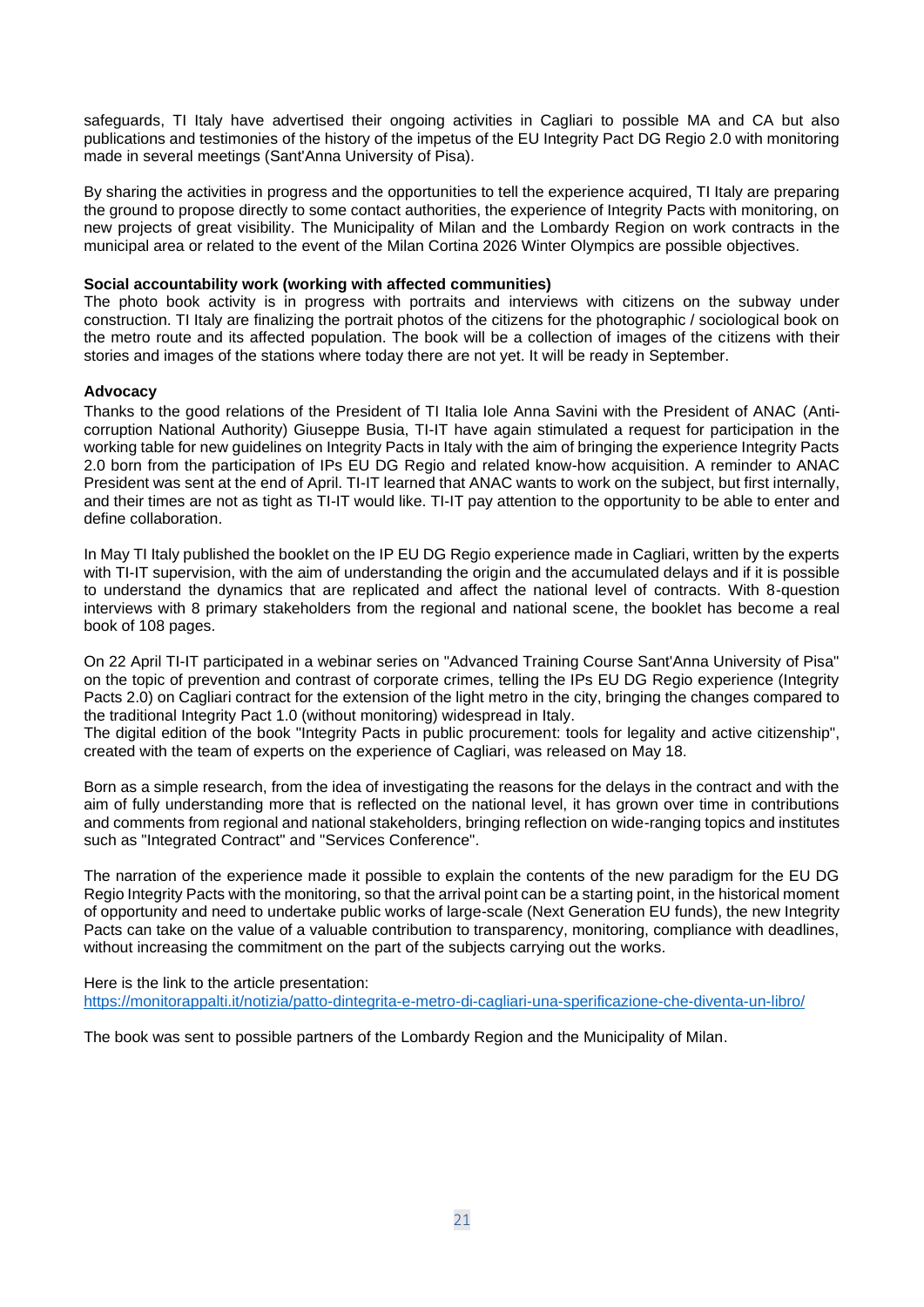safeguards, TI Italy have advertised their ongoing activities in Cagliari to possible MA and CA but also publications and testimonies of the history of the impetus of the EU Integrity Pact DG Regio 2.0 with monitoring made in several meetings (Sant'Anna University of Pisa).

By sharing the activities in progress and the opportunities to tell the experience acquired, TI Italy are preparing the ground to propose directly to some contact authorities, the experience of Integrity Pacts with monitoring, on new projects of great visibility. The Municipality of Milan and the Lombardy Region on work contracts in the municipal area or related to the event of the Milan Cortina 2026 Winter Olympics are possible objectives.

**Social accountability work (working with affected communities)**
The photo book activity is in progress with portraits and interviews with citizens on the subway under construction. TI Italy are finalizing the portrait photos of the citizens for the photographic / sociological book on the metro route and its affected population. The book will be a collection of images of the citizens with their stories and images of the stations where today there are not yet. It will be ready in September.

**Advocacy**
Thanks to the good relations of the President of TI Italia Iole Anna Savini with the President of ANAC (Anti-corruption National Authority) Giuseppe Busia, TI-IT have again stimulated a request for participation in the working table for new guidelines on Integrity Pacts in Italy with the aim of bringing the experience Integrity Pacts 2.0 born from the participation of IPs EU DG Regio and related know-how acquisition. A reminder to ANAC President was sent at the end of April. TI-IT learned that ANAC wants to work on the subject, but first internally, and their times are not as tight as TI-IT would like. TI-IT pay attention to the opportunity to be able to enter and define collaboration.

In May TI Italy published the booklet on the IP EU DG Regio experience made in Cagliari, written by the experts with TI-IT supervision, with the aim of understanding the origin and the accumulated delays and if it is possible to understand the dynamics that are replicated and affect the national level of contracts. With 8-question interviews with 8 primary stakeholders from the regional and national scene, the booklet has become a real book of 108 pages.

On 22 April TI-IT participated in a webinar series on "Advanced Training Course Sant'Anna University of Pisa" on the topic of prevention and contrast of corporate crimes, telling the IPs EU DG Regio experience (Integrity Pacts 2.0) on Cagliari contract for the extension of the light metro in the city, bringing the changes compared to the traditional Integrity Pact 1.0 (without monitoring) widespread in Italy.
The digital edition of the book "Integrity Pacts in public procurement: tools for legality and active citizenship", created with the team of experts on the experience of Cagliari, was released on May 18.

Born as a simple research, from the idea of investigating the reasons for the delays in the contract and with the aim of fully understanding more that is reflected on the national level, it has grown over time in contributions and comments from regional and national stakeholders, bringing reflection on wide-ranging topics and institutes such as "Integrated Contract" and "Services Conference".

The narration of the experience made it possible to explain the contents of the new paradigm for the EU DG Regio Integrity Pacts with the monitoring, so that the arrival point can be a starting point, in the historical moment of opportunity and need to undertake public works of large-scale (Next Generation EU funds), the new Integrity Pacts can take on the value of a valuable contribution to transparency, monitoring, compliance with deadlines, without increasing the commitment on the part of the subjects carrying out the works.

Here is the link to the article presentation:
https://monitorappalti.it/notizia/patto-dintegrita-e-metro-di-cagliari-una-sperificazione-che-diventa-un-libro/

The book was sent to possible partners of the Lombardy Region and the Municipality of Milan.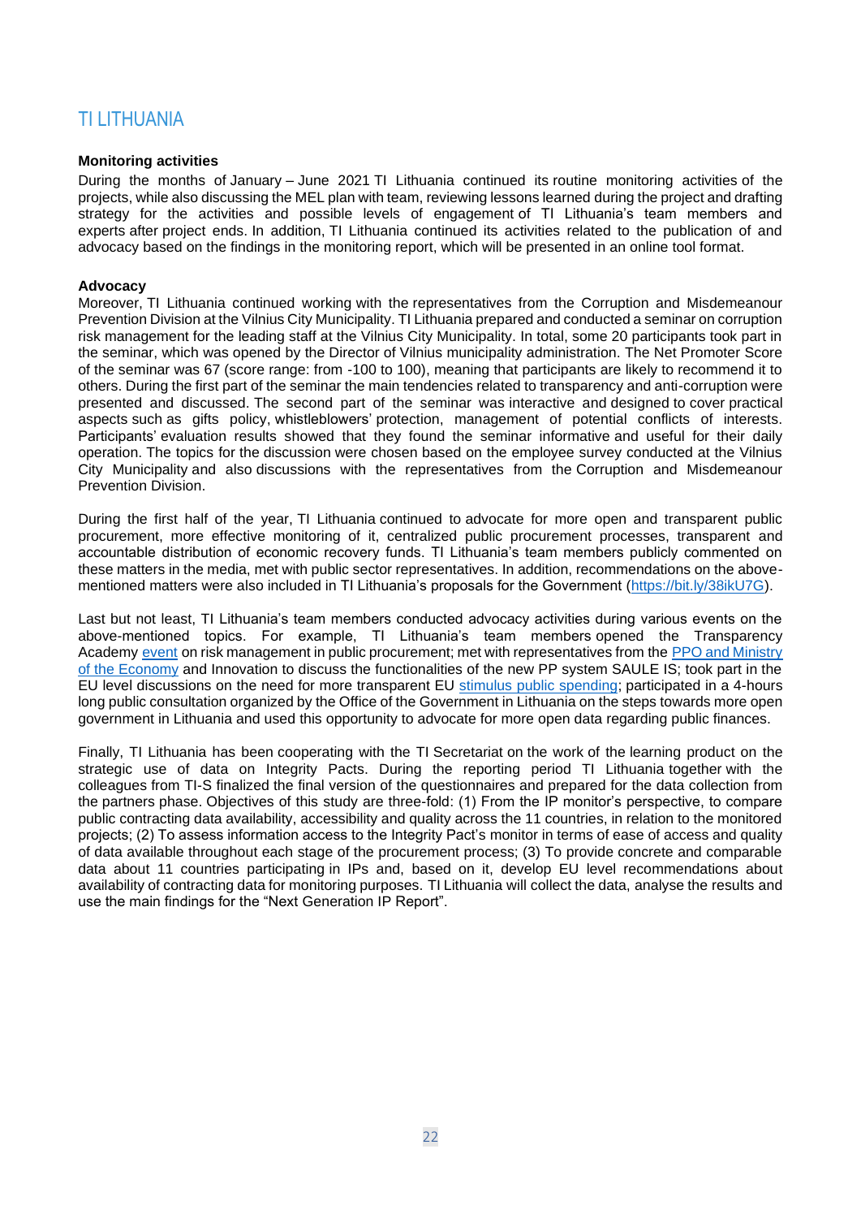## TI LITHUANIA

**Monitoring activities**

During the months of January – June 2021 TI Lithuania continued its routine monitoring activities of the projects, while also discussing the MEL plan with team, reviewing lessons learned during the project and drafting strategy for the activities and possible levels of engagement of TI Lithuania's team members and experts after project ends. In addition, TI Lithuania continued its activities related to the publication of and advocacy based on the findings in the monitoring report, which will be presented in an online tool format.

**Advocacy**

Moreover, TI Lithuania continued working with the representatives from the Corruption and Misdemeanour Prevention Division at the Vilnius City Municipality. TI Lithuania prepared and conducted a seminar on corruption risk management for the leading staff at the Vilnius City Municipality. In total, some 20 participants took part in the seminar, which was opened by the Director of Vilnius municipality administration. The Net Promoter Score of the seminar was 67 (score range: from -100 to 100), meaning that participants are likely to recommend it to others. During the first part of the seminar the main tendencies related to transparency and anti-corruption were presented and discussed. The second part of the seminar was interactive and designed to cover practical aspects such as gifts policy, whistleblowers' protection, management of potential conflicts of interests. Participants' evaluation results showed that they found the seminar informative and useful for their daily operation. The topics for the discussion were chosen based on the employee survey conducted at the Vilnius City Municipality and also discussions with the representatives from the Corruption and Misdemeanour Prevention Division.

During the first half of the year, TI Lithuania continued to advocate for more open and transparent public procurement, more effective monitoring of it, centralized public procurement processes, transparent and accountable distribution of economic recovery funds. TI Lithuania's team members publicly commented on these matters in the media, met with public sector representatives. In addition, recommendations on the above-mentioned matters were also included in TI Lithuania's proposals for the Government (https://bit.ly/38ikU7G).

Last but not least, TI Lithuania's team members conducted advocacy activities during various events on the above-mentioned topics. For example, TI Lithuania's team members opened the Transparency Academy event on risk management in public procurement; met with representatives from the PPO and Ministry of the Economy and Innovation to discuss the functionalities of the new PP system SAULE IS; took part in the EU level discussions on the need for more transparent EU stimulus public spending; participated in a 4-hours long public consultation organized by the Office of the Government in Lithuania on the steps towards more open government in Lithuania and used this opportunity to advocate for more open data regarding public finances.

Finally, TI Lithuania has been cooperating with the TI Secretariat on the work of the learning product on the strategic use of data on Integrity Pacts. During the reporting period TI Lithuania together with the colleagues from TI-S finalized the final version of the questionnaires and prepared for the data collection from the partners phase. Objectives of this study are three-fold: (1) From the IP monitor's perspective, to compare public contracting data availability, accessibility and quality across the 11 countries, in relation to the monitored projects; (2) To assess information access to the Integrity Pact's monitor in terms of ease of access and quality of data available throughout each stage of the procurement process; (3) To provide concrete and comparable data about 11 countries participating in IPs and, based on it, develop EU level recommendations about availability of contracting data for monitoring purposes. TI Lithuania will collect the data, analyse the results and use the main findings for the "Next Generation IP Report".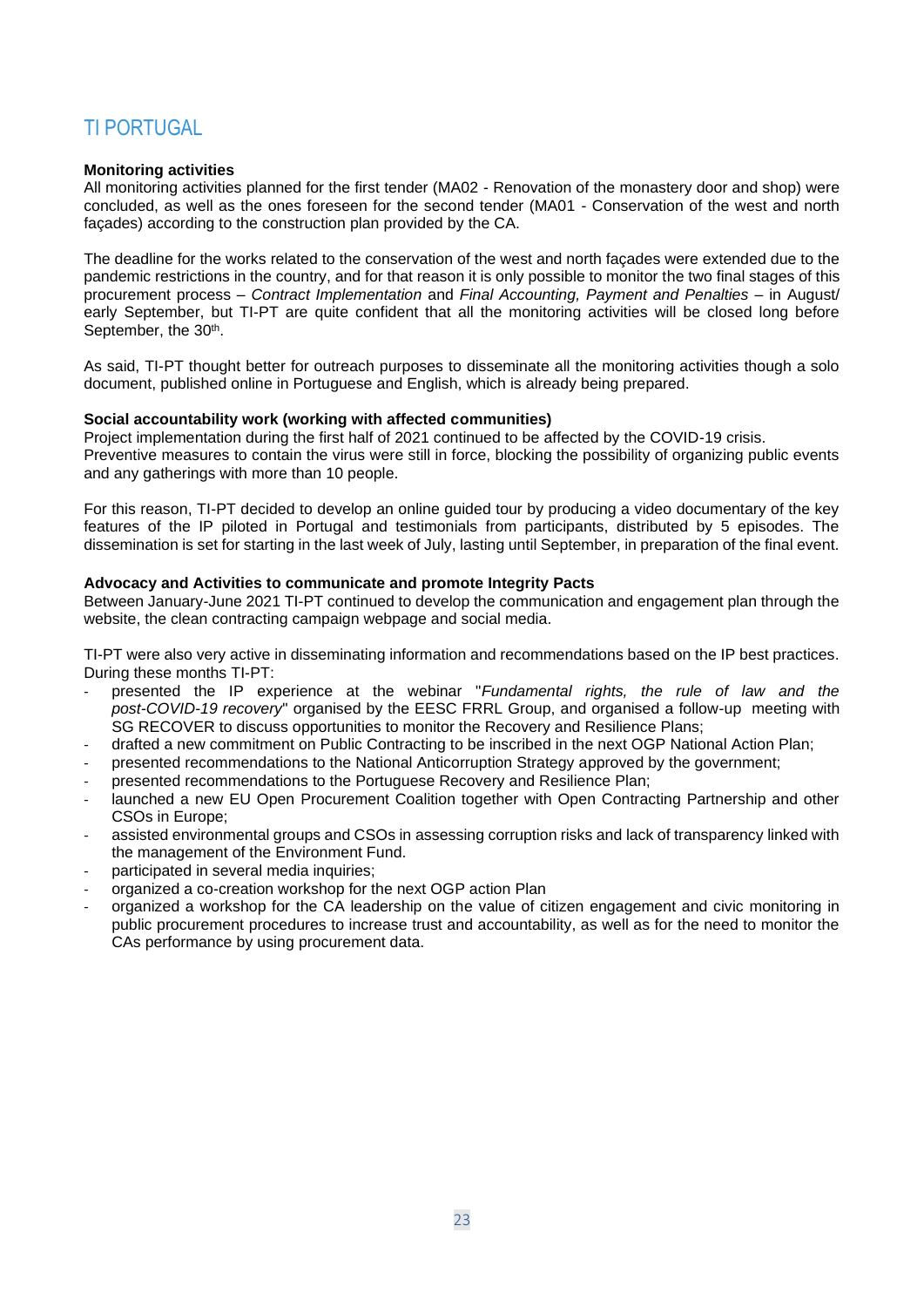## TI PORTUGAL

**Monitoring activities**

All monitoring activities planned for the first tender (MA02 - Renovation of the monastery door and shop) were concluded, as well as the ones foreseen for the second tender (MA01 - Conservation of the west and north façades) according to the construction plan provided by the CA.

The deadline for the works related to the conservation of the west and north façades were extended due to the pandemic restrictions in the country, and for that reason it is only possible to monitor the two final stages of this procurement process – *Contract Implementation* and *Final Accounting, Payment and Penalties* – in August/ early September, but TI-PT are quite confident that all the monitoring activities will be closed long before September, the 30th.

As said, TI-PT thought better for outreach purposes to disseminate all the monitoring activities though a solo document, published online in Portuguese and English, which is already being prepared.

**Social accountability work (working with affected communities)**

Project implementation during the first half of 2021 continued to be affected by the COVID-19 crisis.
Preventive measures to contain the virus were still in force, blocking the possibility of organizing public events and any gatherings with more than 10 people.

For this reason, TI-PT decided to develop an online guided tour by producing a video documentary of the key features of the IP piloted in Portugal and testimonials from participants, distributed by 5 episodes. The dissemination is set for starting in the last week of July, lasting until September, in preparation of the final event.

**Advocacy and Activities to communicate and promote Integrity Pacts**

Between January-June 2021 TI-PT continued to develop the communication and engagement plan through the website, the clean contracting campaign webpage and social media.

TI-PT were also very active in disseminating information and recommendations based on the IP best practices. During these months TI-PT:

- presented the IP experience at the webinar "*Fundamental rights, the rule of law and the post-COVID-19 recovery*" organised by the EESC FRRL Group, and organised a follow-up meeting with SG RECOVER to discuss opportunities to monitor the Recovery and Resilience Plans;
- drafted a new commitment on Public Contracting to be inscribed in the next OGP National Action Plan;
- presented recommendations to the National Anticorruption Strategy approved by the government;
- presented recommendations to the Portuguese Recovery and Resilience Plan;
- launched a new EU Open Procurement Coalition together with Open Contracting Partnership and other CSOs in Europe;
- assisted environmental groups and CSOs in assessing corruption risks and lack of transparency linked with the management of the Environment Fund.
- participated in several media inquiries;
- organized a co-creation workshop for the next OGP action Plan
- organized a workshop for the CA leadership on the value of citizen engagement and civic monitoring in public procurement procedures to increase trust and accountability, as well as for the need to monitor the CAs performance by using procurement data.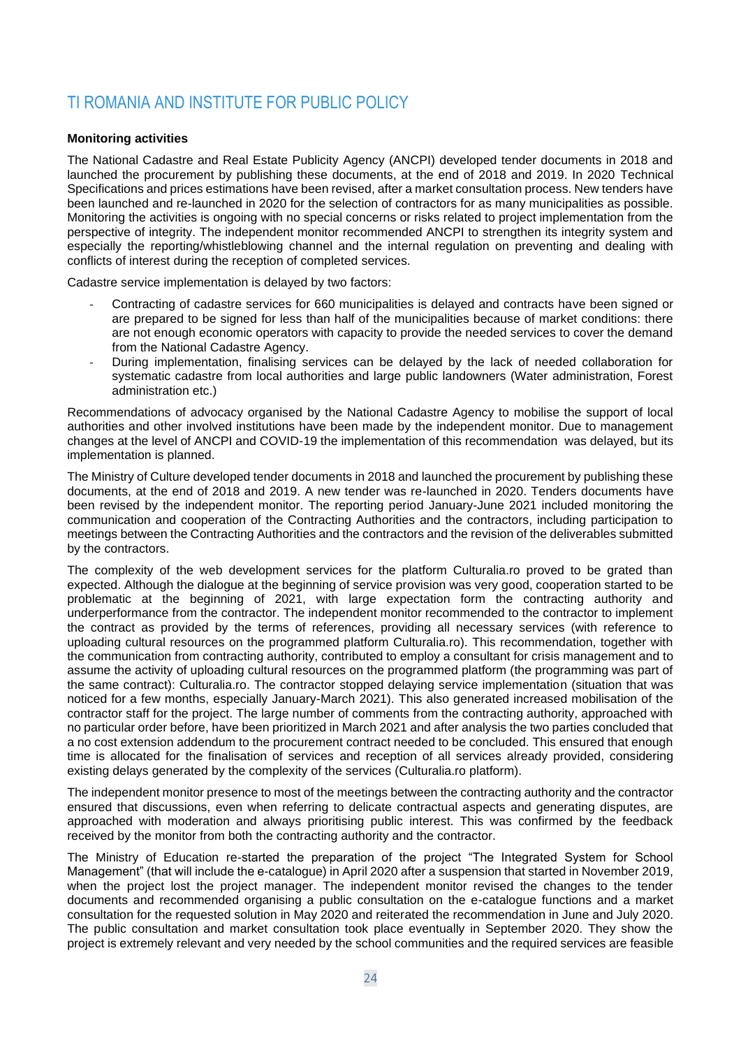## TI ROMANIA AND INSTITUTE FOR PUBLIC POLICY

**Monitoring activities**

The National Cadastre and Real Estate Publicity Agency (ANCPI) developed tender documents in 2018 and launched the procurement by publishing these documents, at the end of 2018 and 2019. In 2020 Technical Specifications and prices estimations have been revised, after a market consultation process. New tenders have been launched and re-launched in 2020 for the selection of contractors for as many municipalities as possible. Monitoring the activities is ongoing with no special concerns or risks related to project implementation from the perspective of integrity. The independent monitor recommended ANCPI to strengthen its integrity system and especially the reporting/whistleblowing channel and the internal regulation on preventing and dealing with conflicts of interest during the reception of completed services.

Cadastre service implementation is delayed by two factors:

- Contracting of cadastre services for 660 municipalities is delayed and contracts have been signed or are prepared to be signed for less than half of the municipalities because of market conditions: there are not enough economic operators with capacity to provide the needed services to cover the demand from the National Cadastre Agency.
- During implementation, finalising services can be delayed by the lack of needed collaboration for systematic cadastre from local authorities and large public landowners (Water administration, Forest administration etc.)

Recommendations of advocacy organised by the National Cadastre Agency to mobilise the support of local authorities and other involved institutions have been made by the independent monitor. Due to management changes at the level of ANCPI and COVID-19 the implementation of this recommendation was delayed, but its implementation is planned.

The Ministry of Culture developed tender documents in 2018 and launched the procurement by publishing these documents, at the end of 2018 and 2019. A new tender was re-launched in 2020. Tenders documents have been revised by the independent monitor. The reporting period January-June 2021 included monitoring the communication and cooperation of the Contracting Authorities and the contractors, including participation to meetings between the Contracting Authorities and the contractors and the revision of the deliverables submitted by the contractors.

The complexity of the web development services for the platform Culturalia.ro proved to be grated than expected. Although the dialogue at the beginning of service provision was very good, cooperation started to be problematic at the beginning of 2021, with large expectation form the contracting authority and underperformance from the contractor. The independent monitor recommended to the contractor to implement the contract as provided by the terms of references, providing all necessary services (with reference to uploading cultural resources on the programmed platform Culturalia.ro). This recommendation, together with the communication from contracting authority, contributed to employ a consultant for crisis management and to assume the activity of uploading cultural resources on the programmed platform (the programming was part of the same contract): Culturalia.ro. The contractor stopped delaying service implementation (situation that was noticed for a few months, especially January-March 2021). This also generated increased mobilisation of the contractor staff for the project. The large number of comments from the contracting authority, approached with no particular order before, have been prioritized in March 2021 and after analysis the two parties concluded that a no cost extension addendum to the procurement contract needed to be concluded. This ensured that enough time is allocated for the finalisation of services and reception of all services already provided, considering existing delays generated by the complexity of the services (Culturalia.ro platform).

The independent monitor presence to most of the meetings between the contracting authority and the contractor ensured that discussions, even when referring to delicate contractual aspects and generating disputes, are approached with moderation and always prioritising public interest. This was confirmed by the feedback received by the monitor from both the contracting authority and the contractor.

The Ministry of Education re-started the preparation of the project "The Integrated System for School Management" (that will include the e-catalogue) in April 2020 after a suspension that started in November 2019, when the project lost the project manager. The independent monitor revised the changes to the tender documents and recommended organising a public consultation on the e-catalogue functions and a market consultation for the requested solution in May 2020 and reiterated the recommendation in June and July 2020. The public consultation and market consultation took place eventually in September 2020. They show the project is extremely relevant and very needed by the school communities and the required services are feasible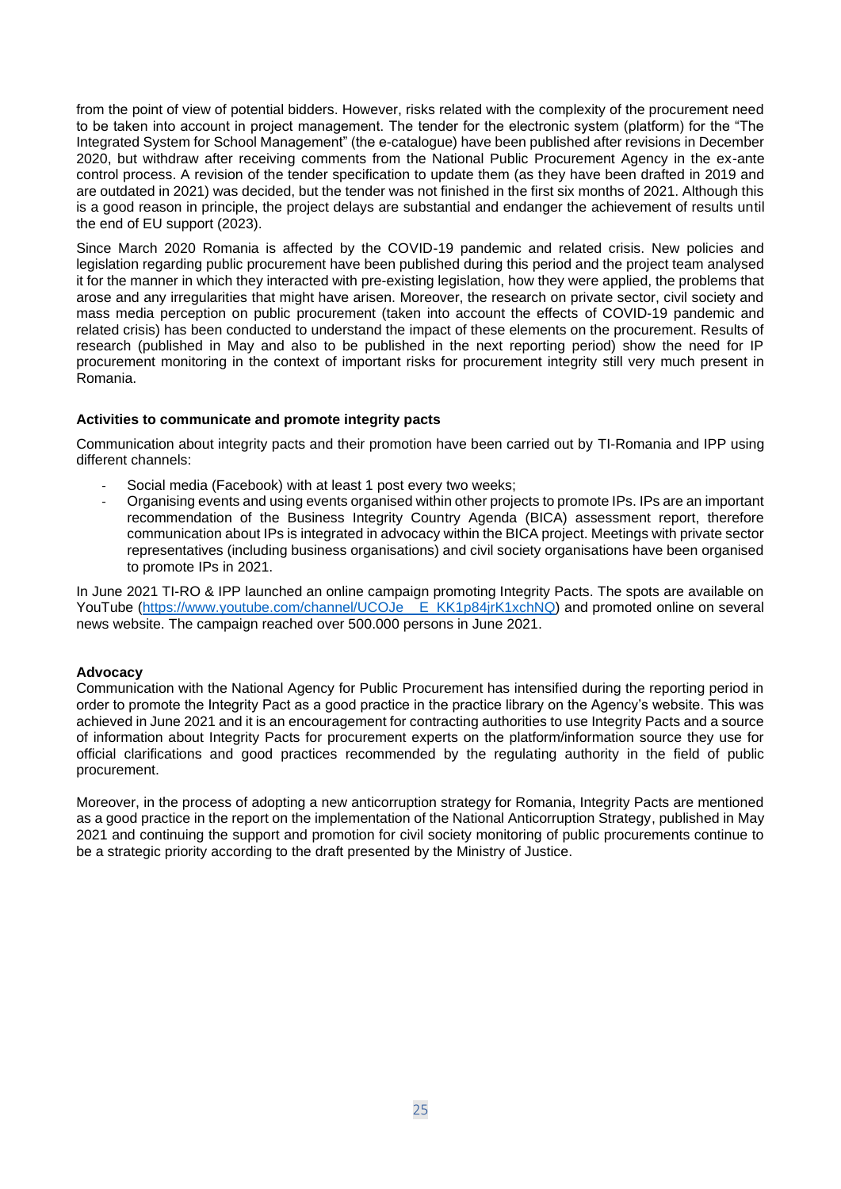from the point of view of potential bidders. However, risks related with the complexity of the procurement need to be taken into account in project management. The tender for the electronic system (platform) for the "The Integrated System for School Management" (the e-catalogue) have been published after revisions in December 2020, but withdraw after receiving comments from the National Public Procurement Agency in the ex-ante control process. A revision of the tender specification to update them (as they have been drafted in 2019 and are outdated in 2021) was decided, but the tender was not finished in the first six months of 2021. Although this is a good reason in principle, the project delays are substantial and endanger the achievement of results until the end of EU support (2023).

Since March 2020 Romania is affected by the COVID-19 pandemic and related crisis. New policies and legislation regarding public procurement have been published during this period and the project team analysed it for the manner in which they interacted with pre-existing legislation, how they were applied, the problems that arose and any irregularities that might have arisen. Moreover, the research on private sector, civil society and mass media perception on public procurement (taken into account the effects of COVID-19 pandemic and related crisis) has been conducted to understand the impact of these elements on the procurement. Results of research (published in May and also to be published in the next reporting period) show the need for IP procurement monitoring in the context of important risks for procurement integrity still very much present in Romania.

**Activities to communicate and promote integrity pacts**

Communication about integrity pacts and their promotion have been carried out by TI-Romania and IPP using different channels:

- Social media (Facebook) with at least 1 post every two weeks;
- Organising events and using events organised within other projects to promote IPs. IPs are an important recommendation of the Business Integrity Country Agenda (BICA) assessment report, therefore communication about IPs is integrated in advocacy within the BICA project. Meetings with private sector representatives (including business organisations) and civil society organisations have been organised to promote IPs in 2021.

In June 2021 TI-RO & IPP launched an online campaign promoting Integrity Pacts. The spots are available on YouTube (https://www.youtube.com/channel/UCOJe__E_KK1p84jrK1xchNQ) and promoted online on several news website. The campaign reached over 500.000 persons in June 2021.

**Advocacy**

Communication with the National Agency for Public Procurement has intensified during the reporting period in order to promote the Integrity Pact as a good practice in the practice library on the Agency's website. This was achieved in June 2021 and it is an encouragement for contracting authorities to use Integrity Pacts and a source of information about Integrity Pacts for procurement experts on the platform/information source they use for official clarifications and good practices recommended by the regulating authority in the field of public procurement.

Moreover, in the process of adopting a new anticorruption strategy for Romania, Integrity Pacts are mentioned as a good practice in the report on the implementation of the National Anticorruption Strategy, published in May 2021 and continuing the support and promotion for civil society monitoring of public procurements continue to be a strategic priority according to the draft presented by the Ministry of Justice.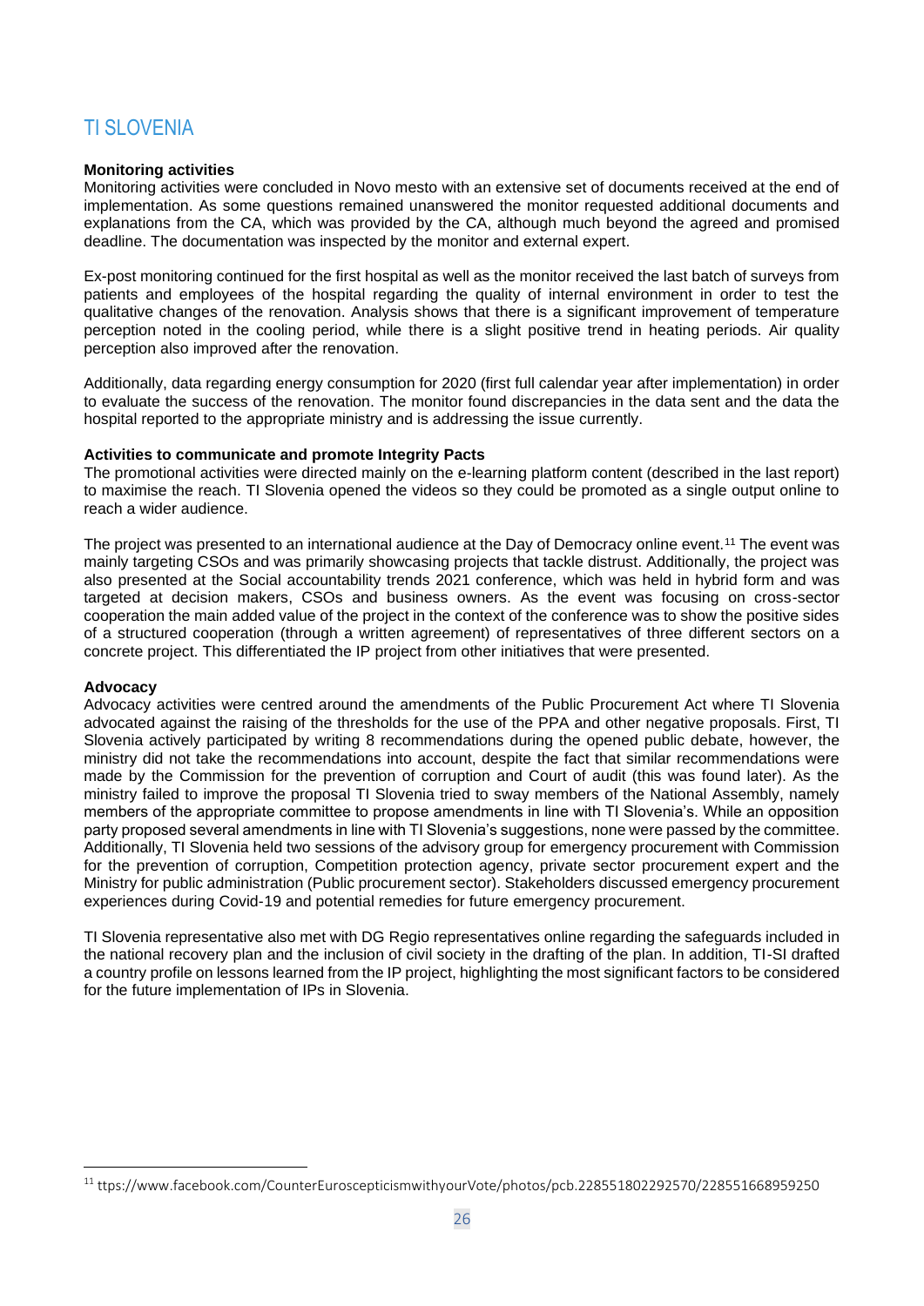## TI SLOVENIA

**Monitoring activities**

Monitoring activities were concluded in Novo mesto with an extensive set of documents received at the end of implementation. As some questions remained unanswered the monitor requested additional documents and explanations from the CA, which was provided by the CA, although much beyond the agreed and promised deadline. The documentation was inspected by the monitor and external expert.

Ex-post monitoring continued for the first hospital as well as the monitor received the last batch of surveys from patients and employees of the hospital regarding the quality of internal environment in order to test the qualitative changes of the renovation. Analysis shows that there is a significant improvement of temperature perception noted in the cooling period, while there is a slight positive trend in heating periods. Air quality perception also improved after the renovation.

Additionally, data regarding energy consumption for 2020 (first full calendar year after implementation) in order to evaluate the success of the renovation. The monitor found discrepancies in the data sent and the data the hospital reported to the appropriate ministry and is addressing the issue currently.

**Activities to communicate and promote Integrity Pacts**

The promotional activities were directed mainly on the e-learning platform content (described in the last report) to maximise the reach. TI Slovenia opened the videos so they could be promoted as a single output online to reach a wider audience.

The project was presented to an international audience at the Day of Democracy online event.[11] The event was mainly targeting CSOs and was primarily showcasing projects that tackle distrust. Additionally, the project was also presented at the Social accountability trends 2021 conference, which was held in hybrid form and was targeted at decision makers, CSOs and business owners. As the event was focusing on cross-sector cooperation the main added value of the project in the context of the conference was to show the positive sides of a structured cooperation (through a written agreement) of representatives of three different sectors on a concrete project. This differentiated the IP project from other initiatives that were presented.

**Advocacy**

Advocacy activities were centred around the amendments of the Public Procurement Act where TI Slovenia advocated against the raising of the thresholds for the use of the PPA and other negative proposals. First, TI Slovenia actively participated by writing 8 recommendations during the opened public debate, however, the ministry did not take the recommendations into account, despite the fact that similar recommendations were made by the Commission for the prevention of corruption and Court of audit (this was found later). As the ministry failed to improve the proposal TI Slovenia tried to sway members of the National Assembly, namely members of the appropriate committee to propose amendments in line with TI Slovenia's. While an opposition party proposed several amendments in line with TI Slovenia's suggestions, none were passed by the committee. Additionally, TI Slovenia held two sessions of the advisory group for emergency procurement with Commission for the prevention of corruption, Competition protection agency, private sector procurement expert and the Ministry for public administration (Public procurement sector). Stakeholders discussed emergency procurement experiences during Covid-19 and potential remedies for future emergency procurement.

TI Slovenia representative also met with DG Regio representatives online regarding the safeguards included in the national recovery plan and the inclusion of civil society in the drafting of the plan. In addition, TI-SI drafted a country profile on lessons learned from the IP project, highlighting the most significant factors to be considered for the future implementation of IPs in Slovenia.

---

[11] ttps://www.facebook.com/CounterEuroscepticismwithyourVote/photos/pcb.228551802292570/228551668959250